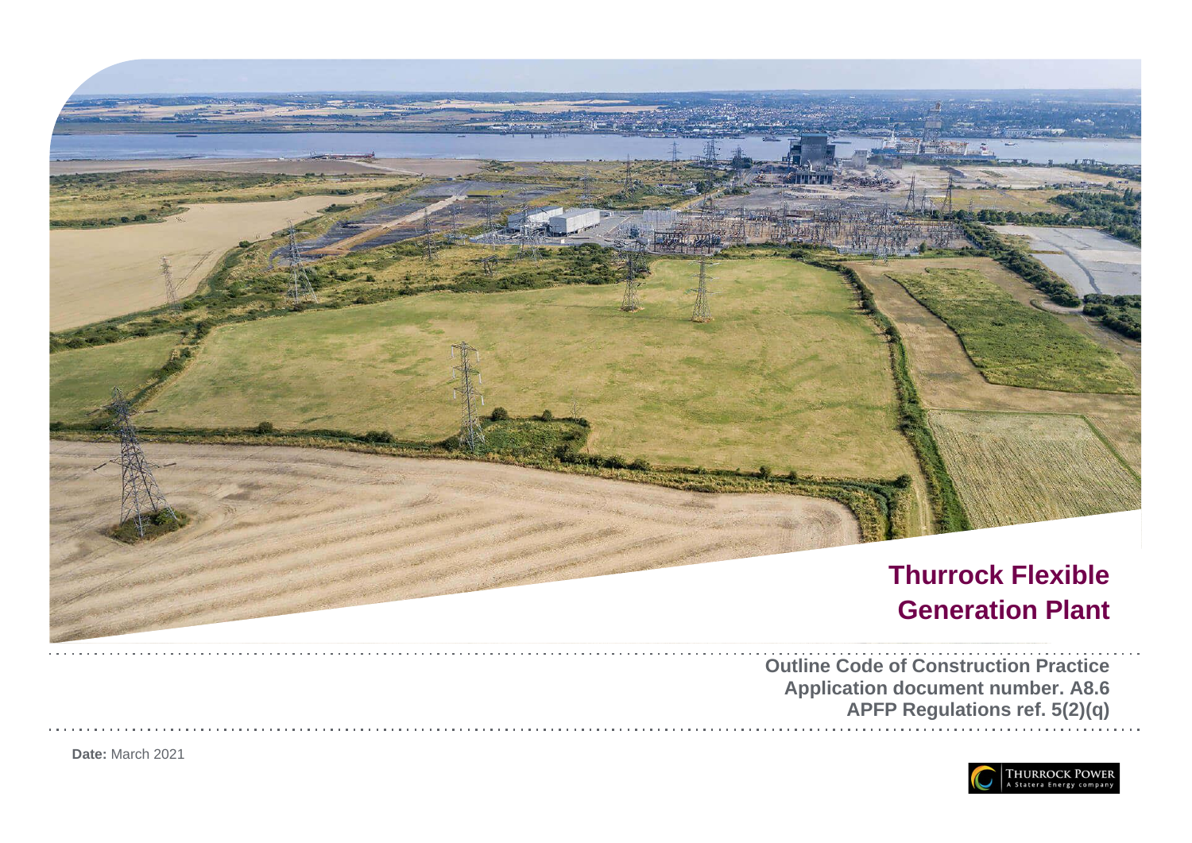# Thurrock Flexible Generation Plant

**Outline Code of Construction Practice**
**Application document number. A8.6**
**APFP Regulations ref. 5(2)(q)**

**Date:** March 2021

THURROCK POWER
A Statera Energy company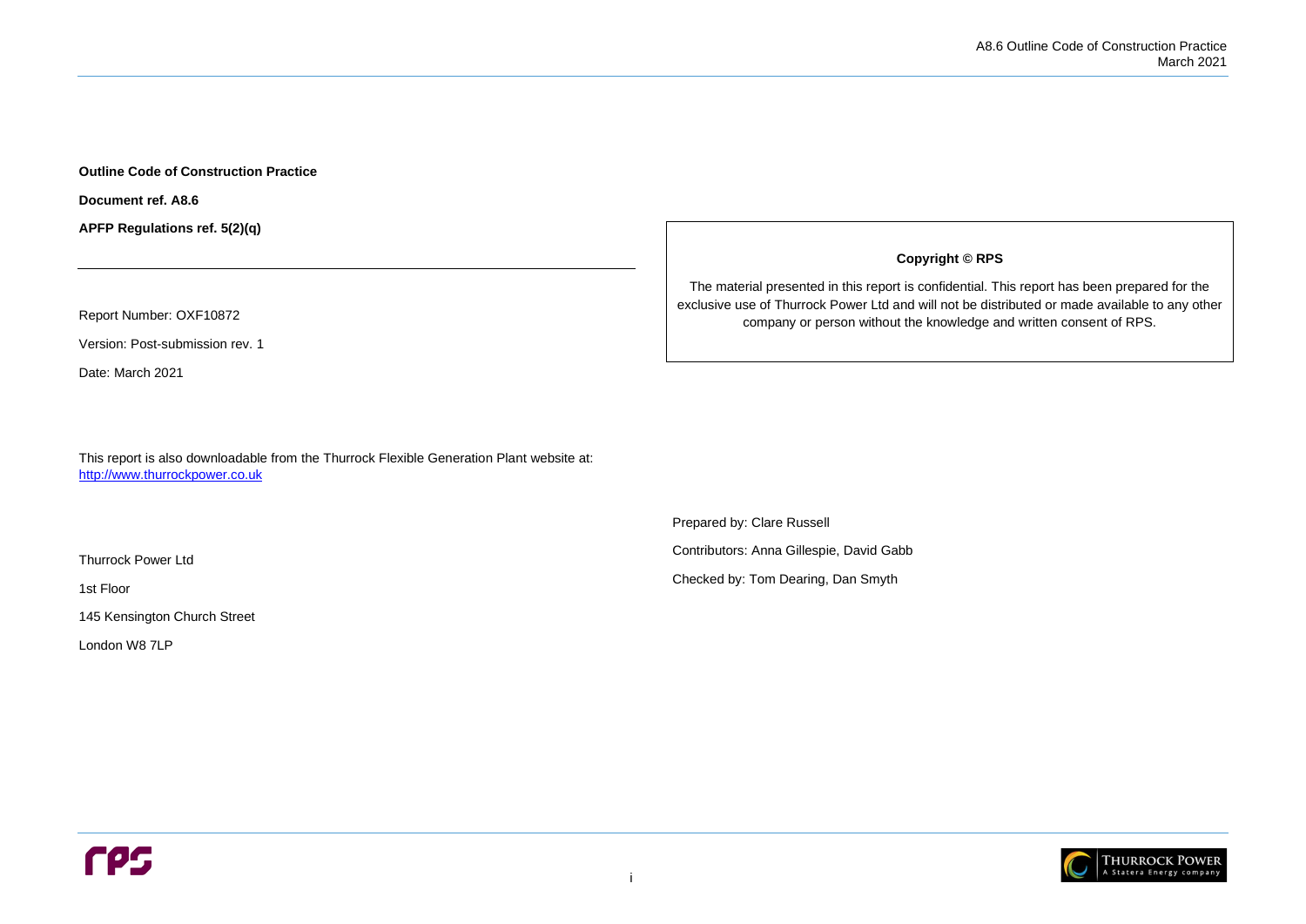**Outline Code of Construction Practice**

**Document ref. A8.6**

**APFP Regulations ref. 5(2)(q)**

---

Report Number: OXF10872

Version: Post-submission rev. 1

Date: March 2021

This report is also downloadable from the Thurrock Flexible Generation Plant website at: [http://www.thurrockpower.co.uk](http://www.thurrockpower.co.uk)

Thurrock Power Ltd

1st Floor

145 Kensington Church Street

London W8 7LP

**Copyright © RPS**

The material presented in this report is confidential. This report has been prepared for the exclusive use of Thurrock Power Ltd and will not be distributed or made available to any other company or person without the knowledge and written consent of RPS.

Prepared by: Clare Russell

Contributors: Anna Gillespie, David Gabb

Checked by: Tom Dearing, Dan Smyth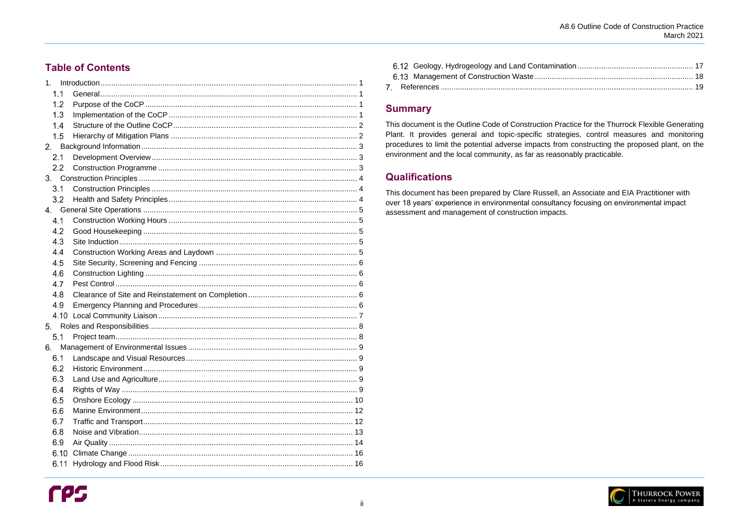## Table of Contents

1. Introduction ..... 1
   - 1.1 General ..... 1
   - 1.2 Purpose of the CoCP ..... 1
   - 1.3 Implementation of the CoCP ..... 1
   - 1.4 Structure of the Outline CoCP ..... 2
   - 1.5 Hierarchy of Mitigation Plans ..... 2
2. Background Information ..... 3
   - 2.1 Development Overview ..... 3
   - 2.2 Construction Programme ..... 3
3. Construction Principles ..... 4
   - 3.1 Construction Principles ..... 4
   - 3.2 Health and Safety Principles ..... 4
4. General Site Operations ..... 5
   - 4.1 Construction Working Hours ..... 5
   - 4.2 Good Housekeeping ..... 5
   - 4.3 Site Induction ..... 5
   - 4.4 Construction Working Areas and Laydown ..... 5
   - 4.5 Site Security, Screening and Fencing ..... 6
   - 4.6 Construction Lighting ..... 6
   - 4.7 Pest Control ..... 6
   - 4.8 Clearance of Site and Reinstatement on Completion ..... 6
   - 4.9 Emergency Planning and Procedures ..... 6
   - 4.10 Local Community Liaison ..... 7
5. Roles and Responsibilities ..... 8
   - 5.1 Project team ..... 8
6. Management of Environmental Issues ..... 9
   - 6.1 Landscape and Visual Resources ..... 9
   - 6.2 Historic Environment ..... 9
   - 6.3 Land Use and Agriculture ..... 9
   - 6.4 Rights of Way ..... 9
   - 6.5 Onshore Ecology ..... 10
   - 6.6 Marine Environment ..... 12
   - 6.7 Traffic and Transport ..... 12
   - 6.8 Noise and Vibration ..... 13
   - 6.9 Air Quality ..... 14
   - 6.10 Climate Change ..... 16
   - 6.11 Hydrology and Flood Risk ..... 16
   - 6.12 Geology, Hydrogeology and Land Contamination ..... 17
   - 6.13 Management of Construction Waste ..... 18
7. References ..... 19

## Summary

This document is the Outline Code of Construction Practice for the Thurrock Flexible Generating Plant. It provides general and topic-specific strategies, control measures and monitoring procedures to limit the potential adverse impacts from constructing the proposed plant, on the environment and the local community, as far as reasonably practicable.

## Qualifications

This document has been prepared by Clare Russell, an Associate and EIA Practitioner with over 18 years' experience in environmental consultancy focusing on environmental impact assessment and management of construction impacts.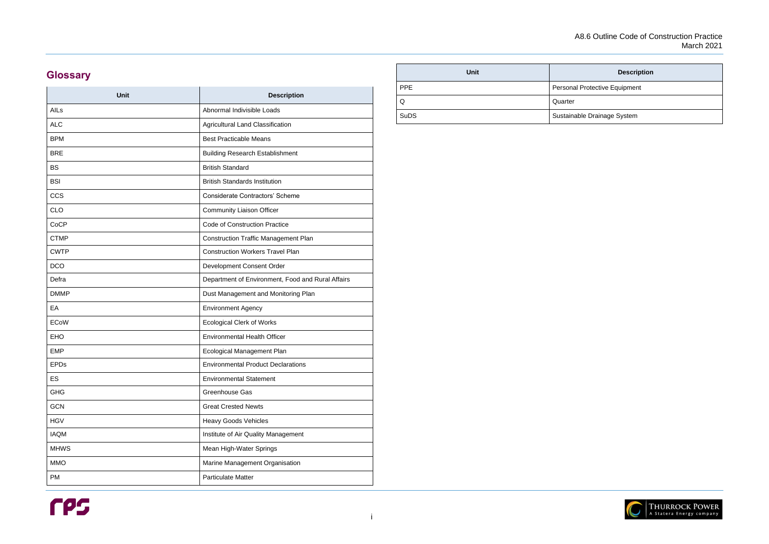## Glossary

| Unit | Description |
|---|---|
| AILs | Abnormal Indivisible Loads |
| ALC | Agricultural Land Classification |
| BPM | Best Practicable Means |
| BRE | Building Research Establishment |
| BS | British Standard |
| BSI | British Standards Institution |
| CCS | Considerate Contractors' Scheme |
| CLO | Community Liaison Officer |
| CoCP | Code of Construction Practice |
| CTMP | Construction Traffic Management Plan |
| CWTP | Construction Workers Travel Plan |
| DCO | Development Consent Order |
| Defra | Department of Environment, Food and Rural Affairs |
| DMMP | Dust Management and Monitoring Plan |
| EA | Environment Agency |
| ECoW | Ecological Clerk of Works |
| EHO | Environmental Health Officer |
| EMP | Ecological Management Plan |
| EPDs | Environmental Product Declarations |
| ES | Environmental Statement |
| GHG | Greenhouse Gas |
| GCN | Great Crested Newts |
| HGV | Heavy Goods Vehicles |
| IAQM | Institute of Air Quality Management |
| MHWS | Mean High-Water Springs |
| MMO | Marine Management Organisation |
| PM | Particulate Matter |
| PPE | Personal Protective Equipment |
| Q | Quarter |
| SuDS | Sustainable Drainage System |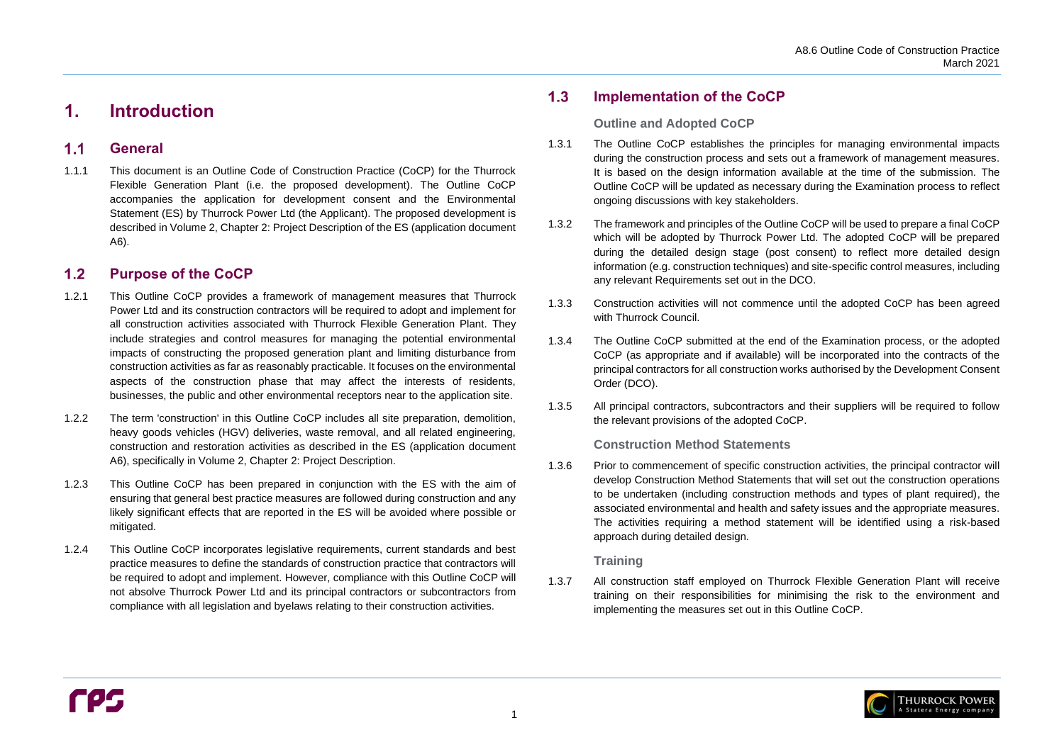# 1. Introduction

## 1.1 General

1.1.1 This document is an Outline Code of Construction Practice (CoCP) for the Thurrock Flexible Generation Plant (i.e. the proposed development). The Outline CoCP accompanies the application for development consent and the Environmental Statement (ES) by Thurrock Power Ltd (the Applicant). The proposed development is described in Volume 2, Chapter 2: Project Description of the ES (application document A6).

## 1.2 Purpose of the CoCP

1.2.1 This Outline CoCP provides a framework of management measures that Thurrock Power Ltd and its construction contractors will be required to adopt and implement for all construction activities associated with Thurrock Flexible Generation Plant. They include strategies and control measures for managing the potential environmental impacts of constructing the proposed generation plant and limiting disturbance from construction activities as far as reasonably practicable. It focuses on the environmental aspects of the construction phase that may affect the interests of residents, businesses, the public and other environmental receptors near to the application site.

1.2.2 The term 'construction' in this Outline CoCP includes all site preparation, demolition, heavy goods vehicles (HGV) deliveries, waste removal, and all related engineering, construction and restoration activities as described in the ES (application document A6), specifically in Volume 2, Chapter 2: Project Description.

1.2.3 This Outline CoCP has been prepared in conjunction with the ES with the aim of ensuring that general best practice measures are followed during construction and any likely significant effects that are reported in the ES will be avoided where possible or mitigated.

1.2.4 This Outline CoCP incorporates legislative requirements, current standards and best practice measures to define the standards of construction practice that contractors will be required to adopt and implement. However, compliance with this Outline CoCP will not absolve Thurrock Power Ltd and its principal contractors or subcontractors from compliance with all legislation and byelaws relating to their construction activities.

## 1.3 Implementation of the CoCP

### Outline and Adopted CoCP

1.3.1 The Outline CoCP establishes the principles for managing environmental impacts during the construction process and sets out a framework of management measures. It is based on the design information available at the time of the submission. The Outline CoCP will be updated as necessary during the Examination process to reflect ongoing discussions with key stakeholders.

1.3.2 The framework and principles of the Outline CoCP will be used to prepare a final CoCP which will be adopted by Thurrock Power Ltd. The adopted CoCP will be prepared during the detailed design stage (post consent) to reflect more detailed design information (e.g. construction techniques) and site-specific control measures, including any relevant Requirements set out in the DCO.

1.3.3 Construction activities will not commence until the adopted CoCP has been agreed with Thurrock Council.

1.3.4 The Outline CoCP submitted at the end of the Examination process, or the adopted CoCP (as appropriate and if available) will be incorporated into the contracts of the principal contractors for all construction works authorised by the Development Consent Order (DCO).

1.3.5 All principal contractors, subcontractors and their suppliers will be required to follow the relevant provisions of the adopted CoCP.

### Construction Method Statements

1.3.6 Prior to commencement of specific construction activities, the principal contractor will develop Construction Method Statements that will set out the construction operations to be undertaken (including construction methods and types of plant required), the associated environmental and health and safety issues and the appropriate measures. The activities requiring a method statement will be identified using a risk-based approach during detailed design.

### Training

1.3.7 All construction staff employed on Thurrock Flexible Generation Plant will receive training on their responsibilities for minimising the risk to the environment and implementing the measures set out in this Outline CoCP.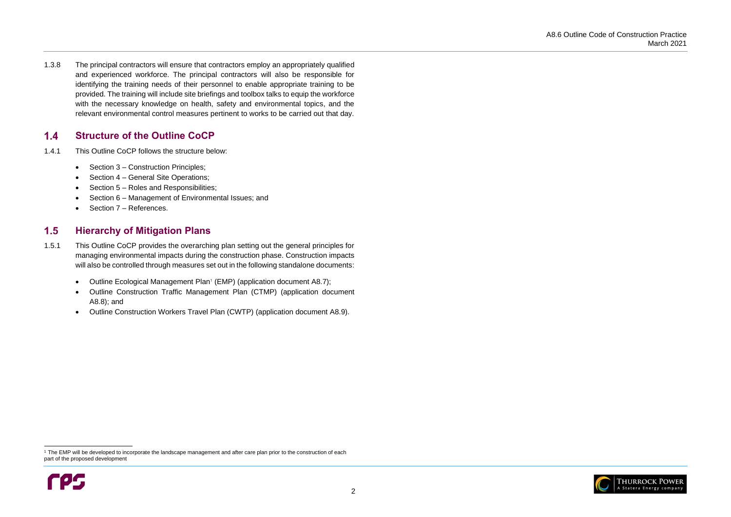1.3.8 The principal contractors will ensure that contractors employ an appropriately qualified and experienced workforce. The principal contractors will also be responsible for identifying the training needs of their personnel to enable appropriate training to be provided. The training will include site briefings and toolbox talks to equip the workforce with the necessary knowledge on health, safety and environmental topics, and the relevant environmental control measures pertinent to works to be carried out that day.

## 1.4 Structure of the Outline CoCP

1.4.1 This Outline CoCP follows the structure below:

- Section 3 – Construction Principles;
- Section 4 – General Site Operations;
- Section 5 – Roles and Responsibilities;
- Section 6 – Management of Environmental Issues; and
- Section 7 – References.

## 1.5 Hierarchy of Mitigation Plans

1.5.1 This Outline CoCP provides the overarching plan setting out the general principles for managing environmental impacts during the construction phase. Construction impacts will also be controlled through measures set out in the following standalone documents:

- Outline Ecological Management Plan[1] (EMP) (application document A8.7);
- Outline Construction Traffic Management Plan (CTMP) (application document A8.8); and
- Outline Construction Workers Travel Plan (CWTP) (application document A8.9).

[1] The EMP will be developed to incorporate the landscape management and after care plan prior to the construction of each part of the proposed development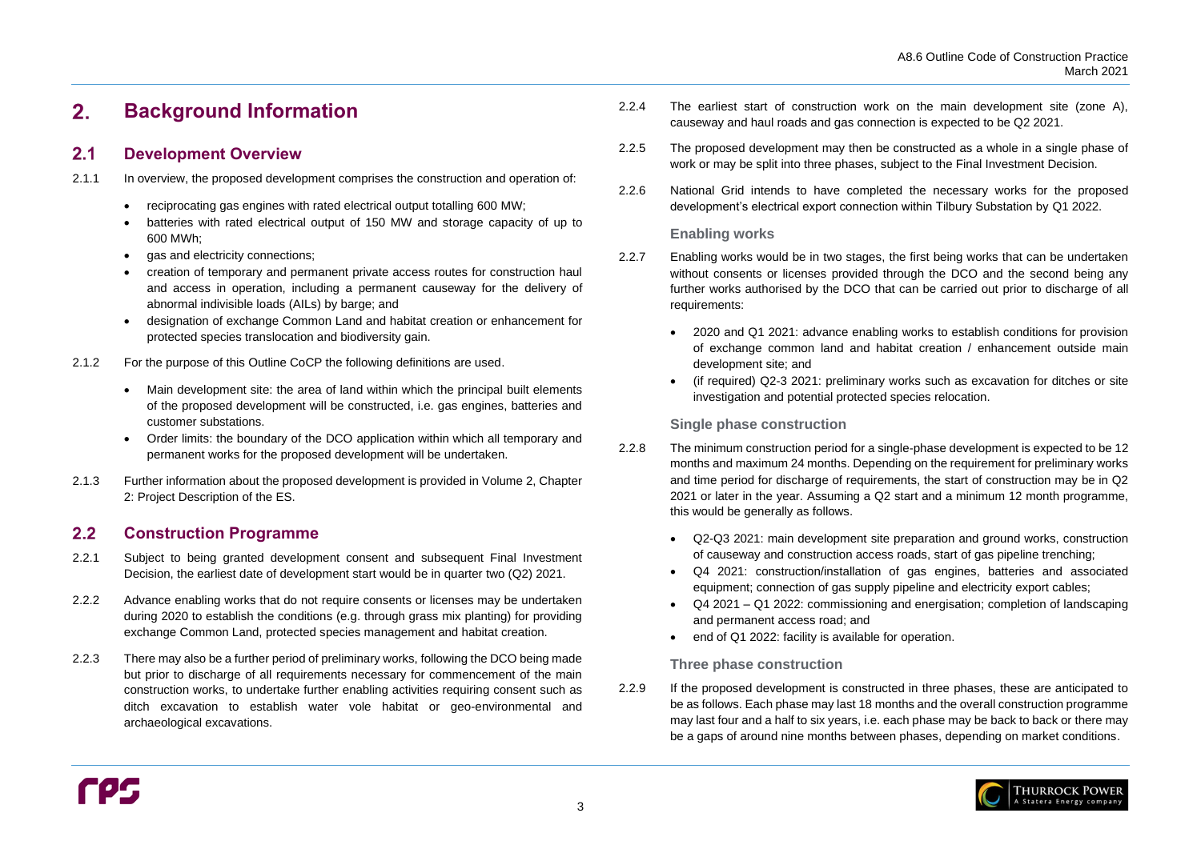# 2. Background Information

## 2.1 Development Overview

2.1.1 In overview, the proposed development comprises the construction and operation of:

- reciprocating gas engines with rated electrical output totalling 600 MW;
- batteries with rated electrical output of 150 MW and storage capacity of up to 600 MWh;
- gas and electricity connections;
- creation of temporary and permanent private access routes for construction haul and access in operation, including a permanent causeway for the delivery of abnormal indivisible loads (AILs) by barge; and
- designation of exchange Common Land and habitat creation or enhancement for protected species translocation and biodiversity gain.

2.1.2 For the purpose of this Outline CoCP the following definitions are used.

- Main development site: the area of land within which the principal built elements of the proposed development will be constructed, i.e. gas engines, batteries and customer substations.
- Order limits: the boundary of the DCO application within which all temporary and permanent works for the proposed development will be undertaken.

2.1.3 Further information about the proposed development is provided in Volume 2, Chapter 2: Project Description of the ES.

## 2.2 Construction Programme

2.2.1 Subject to being granted development consent and subsequent Final Investment Decision, the earliest date of development start would be in quarter two (Q2) 2021.

2.2.2 Advance enabling works that do not require consents or licenses may be undertaken during 2020 to establish the conditions (e.g. through grass mix planting) for providing exchange Common Land, protected species management and habitat creation.

2.2.3 There may also be a further period of preliminary works, following the DCO being made but prior to discharge of all requirements necessary for commencement of the main construction works, to undertake further enabling activities requiring consent such as ditch excavation to establish water vole habitat or geo-environmental and archaeological excavations.

2.2.4 The earliest start of construction work on the main development site (zone A), causeway and haul roads and gas connection is expected to be Q2 2021.

2.2.5 The proposed development may then be constructed as a whole in a single phase of work or may be split into three phases, subject to the Final Investment Decision.

2.2.6 National Grid intends to have completed the necessary works for the proposed development's electrical export connection within Tilbury Substation by Q1 2022.

### Enabling works

2.2.7 Enabling works would be in two stages, the first being works that can be undertaken without consents or licenses provided through the DCO and the second being any further works authorised by the DCO that can be carried out prior to discharge of all requirements:

- 2020 and Q1 2021: advance enabling works to establish conditions for provision of exchange common land and habitat creation / enhancement outside main development site; and
- (if required) Q2-3 2021: preliminary works such as excavation for ditches or site investigation and potential protected species relocation.

### Single phase construction

2.2.8 The minimum construction period for a single-phase development is expected to be 12 months and maximum 24 months. Depending on the requirement for preliminary works and time period for discharge of requirements, the start of construction may be in Q2 2021 or later in the year. Assuming a Q2 start and a minimum 12 month programme, this would be generally as follows.

- Q2-Q3 2021: main development site preparation and ground works, construction of causeway and construction access roads, start of gas pipeline trenching;
- Q4 2021: construction/installation of gas engines, batteries and associated equipment; connection of gas supply pipeline and electricity export cables;
- Q4 2021 – Q1 2022: commissioning and energisation; completion of landscaping and permanent access road; and
- end of Q1 2022: facility is available for operation.

### Three phase construction

2.2.9 If the proposed development is constructed in three phases, these are anticipated to be as follows. Each phase may last 18 months and the overall construction programme may last four and a half to six years, i.e. each phase may be back to back or there may be a gaps of around nine months between phases, depending on market conditions.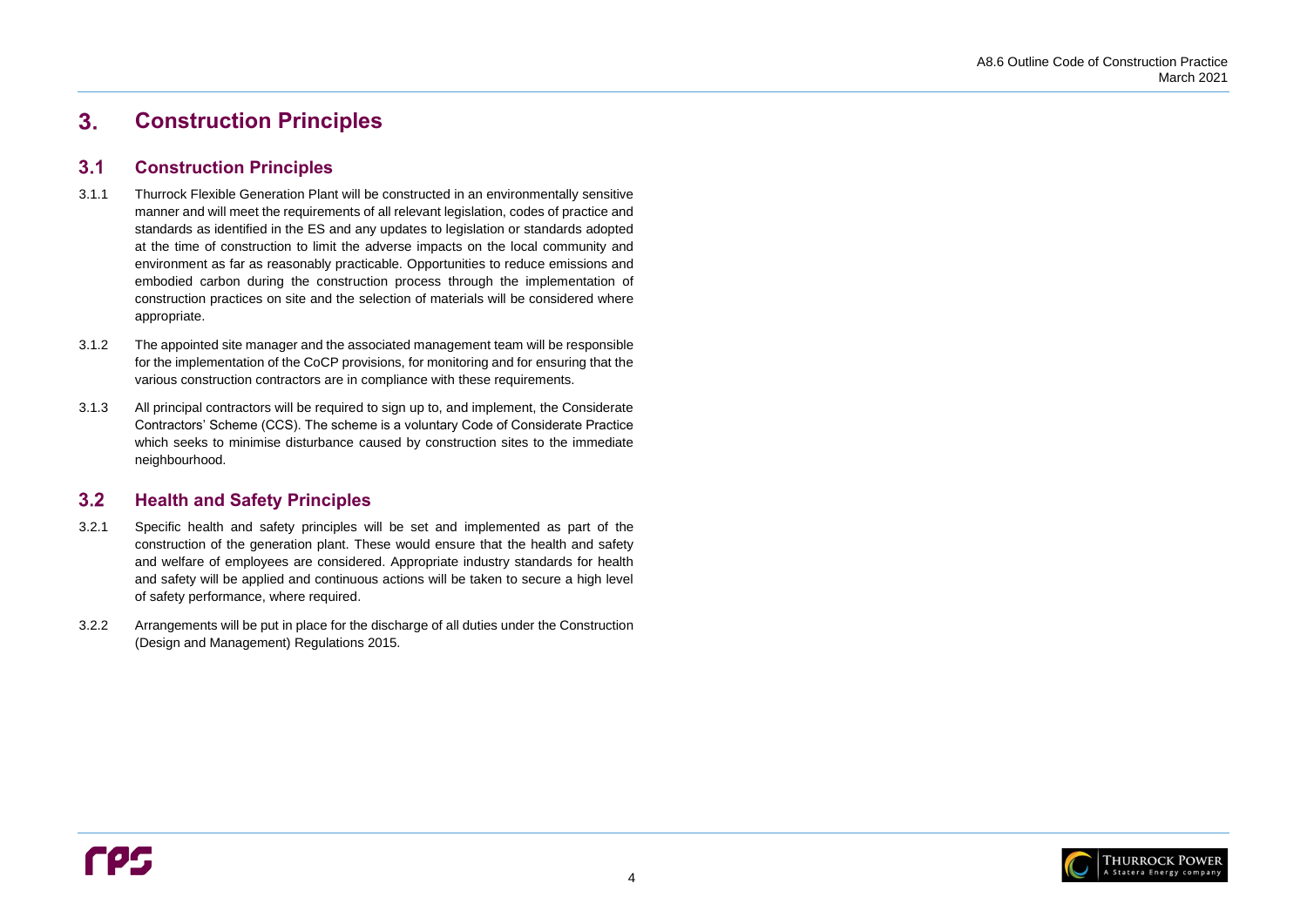# 3. Construction Principles

## 3.1 Construction Principles

3.1.1 Thurrock Flexible Generation Plant will be constructed in an environmentally sensitive manner and will meet the requirements of all relevant legislation, codes of practice and standards as identified in the ES and any updates to legislation or standards adopted at the time of construction to limit the adverse impacts on the local community and environment as far as reasonably practicable. Opportunities to reduce emissions and embodied carbon during the construction process through the implementation of construction practices on site and the selection of materials will be considered where appropriate.

3.1.2 The appointed site manager and the associated management team will be responsible for the implementation of the CoCP provisions, for monitoring and for ensuring that the various construction contractors are in compliance with these requirements.

3.1.3 All principal contractors will be required to sign up to, and implement, the Considerate Contractors' Scheme (CCS). The scheme is a voluntary Code of Considerate Practice which seeks to minimise disturbance caused by construction sites to the immediate neighbourhood.

## 3.2 Health and Safety Principles

3.2.1 Specific health and safety principles will be set and implemented as part of the construction of the generation plant. These would ensure that the health and safety and welfare of employees are considered. Appropriate industry standards for health and safety will be applied and continuous actions will be taken to secure a high level of safety performance, where required.

3.2.2 Arrangements will be put in place for the discharge of all duties under the Construction (Design and Management) Regulations 2015.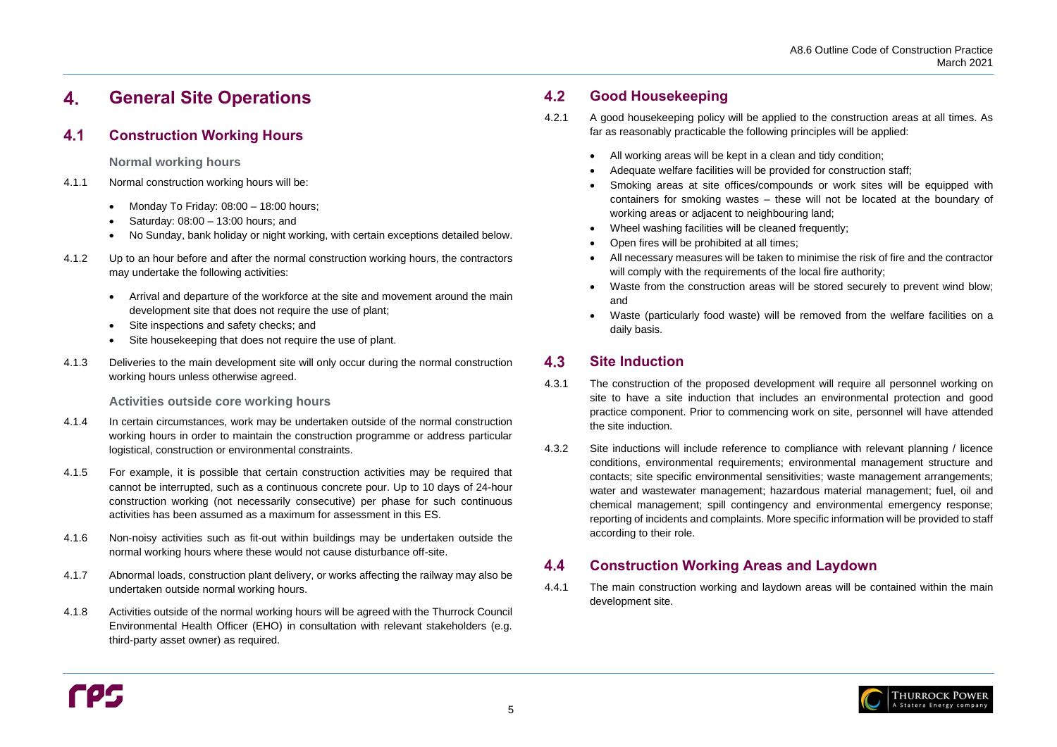# 4. General Site Operations

## 4.1 Construction Working Hours

### Normal working hours

4.1.1 Normal construction working hours will be:

- Monday To Friday: 08:00 – 18:00 hours;
- Saturday: 08:00 – 13:00 hours; and
- No Sunday, bank holiday or night working, with certain exceptions detailed below.

4.1.2 Up to an hour before and after the normal construction working hours, the contractors may undertake the following activities:

- Arrival and departure of the workforce at the site and movement around the main development site that does not require the use of plant;
- Site inspections and safety checks; and
- Site housekeeping that does not require the use of plant.

4.1.3 Deliveries to the main development site will only occur during the normal construction working hours unless otherwise agreed.

### Activities outside core working hours

4.1.4 In certain circumstances, work may be undertaken outside of the normal construction working hours in order to maintain the construction programme or address particular logistical, construction or environmental constraints.

4.1.5 For example, it is possible that certain construction activities may be required that cannot be interrupted, such as a continuous concrete pour. Up to 10 days of 24-hour construction working (not necessarily consecutive) per phase for such continuous activities has been assumed as a maximum for assessment in this ES.

4.1.6 Non-noisy activities such as fit-out within buildings may be undertaken outside the normal working hours where these would not cause disturbance off-site.

4.1.7 Abnormal loads, construction plant delivery, or works affecting the railway may also be undertaken outside normal working hours.

4.1.8 Activities outside of the normal working hours will be agreed with the Thurrock Council Environmental Health Officer (EHO) in consultation with relevant stakeholders (e.g. third-party asset owner) as required.

## 4.2 Good Housekeeping

4.2.1 A good housekeeping policy will be applied to the construction areas at all times. As far as reasonably practicable the following principles will be applied:

- All working areas will be kept in a clean and tidy condition;
- Adequate welfare facilities will be provided for construction staff;
- Smoking areas at site offices/compounds or work sites will be equipped with containers for smoking wastes – these will not be located at the boundary of working areas or adjacent to neighbouring land;
- Wheel washing facilities will be cleaned frequently;
- Open fires will be prohibited at all times;
- All necessary measures will be taken to minimise the risk of fire and the contractor will comply with the requirements of the local fire authority;
- Waste from the construction areas will be stored securely to prevent wind blow; and
- Waste (particularly food waste) will be removed from the welfare facilities on a daily basis.

## 4.3 Site Induction

4.3.1 The construction of the proposed development will require all personnel working on site to have a site induction that includes an environmental protection and good practice component. Prior to commencing work on site, personnel will have attended the site induction.

4.3.2 Site inductions will include reference to compliance with relevant planning / licence conditions, environmental requirements; environmental management structure and contacts; site specific environmental sensitivities; waste management arrangements; water and wastewater management; hazardous material management; fuel, oil and chemical management; spill contingency and environmental emergency response; reporting of incidents and complaints. More specific information will be provided to staff according to their role.

## 4.4 Construction Working Areas and Laydown

4.4.1 The main construction working and laydown areas will be contained within the main development site.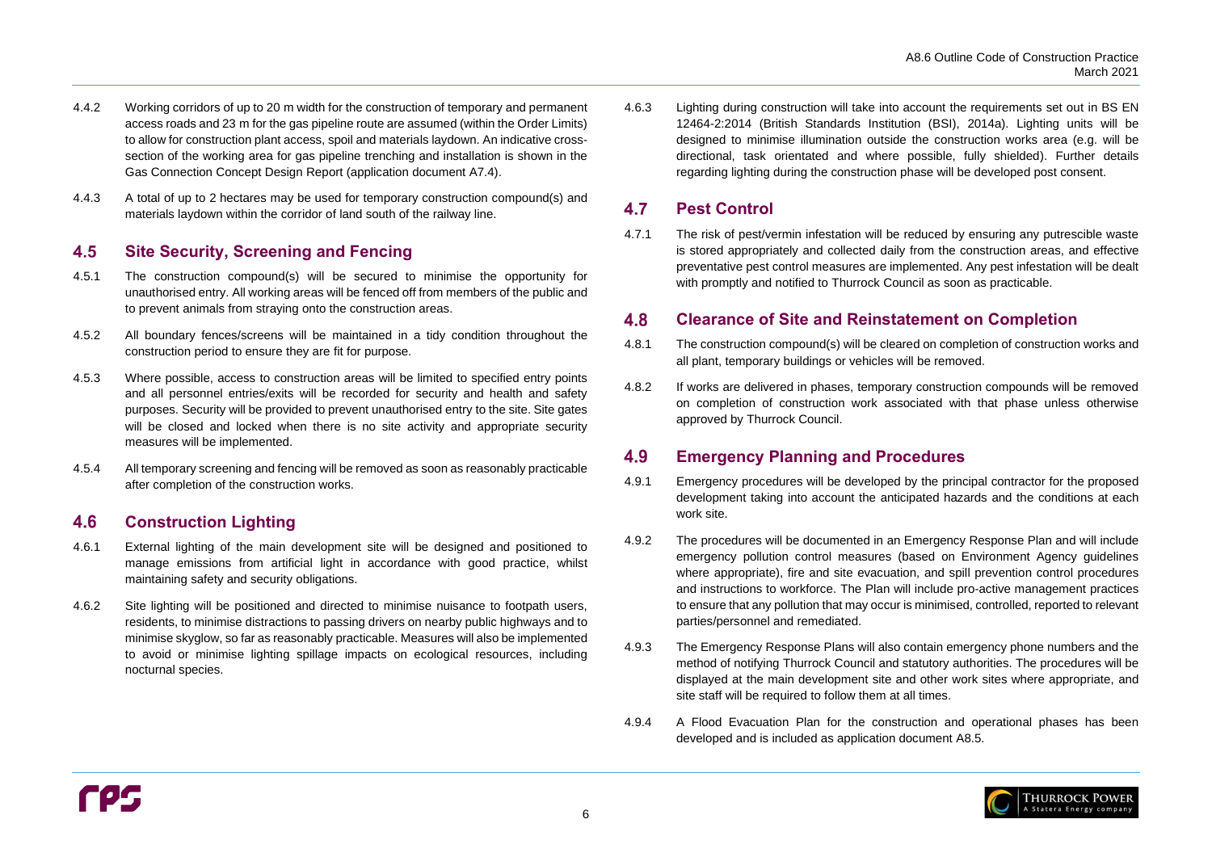4.4.2 Working corridors of up to 20 m width for the construction of temporary and permanent access roads and 23 m for the gas pipeline route are assumed (within the Order Limits) to allow for construction plant access, spoil and materials laydown. An indicative cross-section of the working area for gas pipeline trenching and installation is shown in the Gas Connection Concept Design Report (application document A7.4).

4.4.3 A total of up to 2 hectares may be used for temporary construction compound(s) and materials laydown within the corridor of land south of the railway line.

## 4.5 Site Security, Screening and Fencing

4.5.1 The construction compound(s) will be secured to minimise the opportunity for unauthorised entry. All working areas will be fenced off from members of the public and to prevent animals from straying onto the construction areas.

4.5.2 All boundary fences/screens will be maintained in a tidy condition throughout the construction period to ensure they are fit for purpose.

4.5.3 Where possible, access to construction areas will be limited to specified entry points and all personnel entries/exits will be recorded for security and health and safety purposes. Security will be provided to prevent unauthorised entry to the site. Site gates will be closed and locked when there is no site activity and appropriate security measures will be implemented.

4.5.4 All temporary screening and fencing will be removed as soon as reasonably practicable after completion of the construction works.

## 4.6 Construction Lighting

4.6.1 External lighting of the main development site will be designed and positioned to manage emissions from artificial light in accordance with good practice, whilst maintaining safety and security obligations.

4.6.2 Site lighting will be positioned and directed to minimise nuisance to footpath users, residents, to minimise distractions to passing drivers on nearby public highways and to minimise skyglow, so far as reasonably practicable. Measures will also be implemented to avoid or minimise lighting spillage impacts on ecological resources, including nocturnal species.

4.6.3 Lighting during construction will take into account the requirements set out in BS EN 12464-2:2014 (British Standards Institution (BSI), 2014a). Lighting units will be designed to minimise illumination outside the construction works area (e.g. will be directional, task orientated and where possible, fully shielded). Further details regarding lighting during the construction phase will be developed post consent.

## 4.7 Pest Control

4.7.1 The risk of pest/vermin infestation will be reduced by ensuring any putrescible waste is stored appropriately and collected daily from the construction areas, and effective preventative pest control measures are implemented. Any pest infestation will be dealt with promptly and notified to Thurrock Council as soon as practicable.

## 4.8 Clearance of Site and Reinstatement on Completion

4.8.1 The construction compound(s) will be cleared on completion of construction works and all plant, temporary buildings or vehicles will be removed.

4.8.2 If works are delivered in phases, temporary construction compounds will be removed on completion of construction work associated with that phase unless otherwise approved by Thurrock Council.

## 4.9 Emergency Planning and Procedures

4.9.1 Emergency procedures will be developed by the principal contractor for the proposed development taking into account the anticipated hazards and the conditions at each work site.

4.9.2 The procedures will be documented in an Emergency Response Plan and will include emergency pollution control measures (based on Environment Agency guidelines where appropriate), fire and site evacuation, and spill prevention control procedures and instructions to workforce. The Plan will include pro-active management practices to ensure that any pollution that may occur is minimised, controlled, reported to relevant parties/personnel and remediated.

4.9.3 The Emergency Response Plans will also contain emergency phone numbers and the method of notifying Thurrock Council and statutory authorities. The procedures will be displayed at the main development site and other work sites where appropriate, and site staff will be required to follow them at all times.

4.9.4 A Flood Evacuation Plan for the construction and operational phases has been developed and is included as application document A8.5.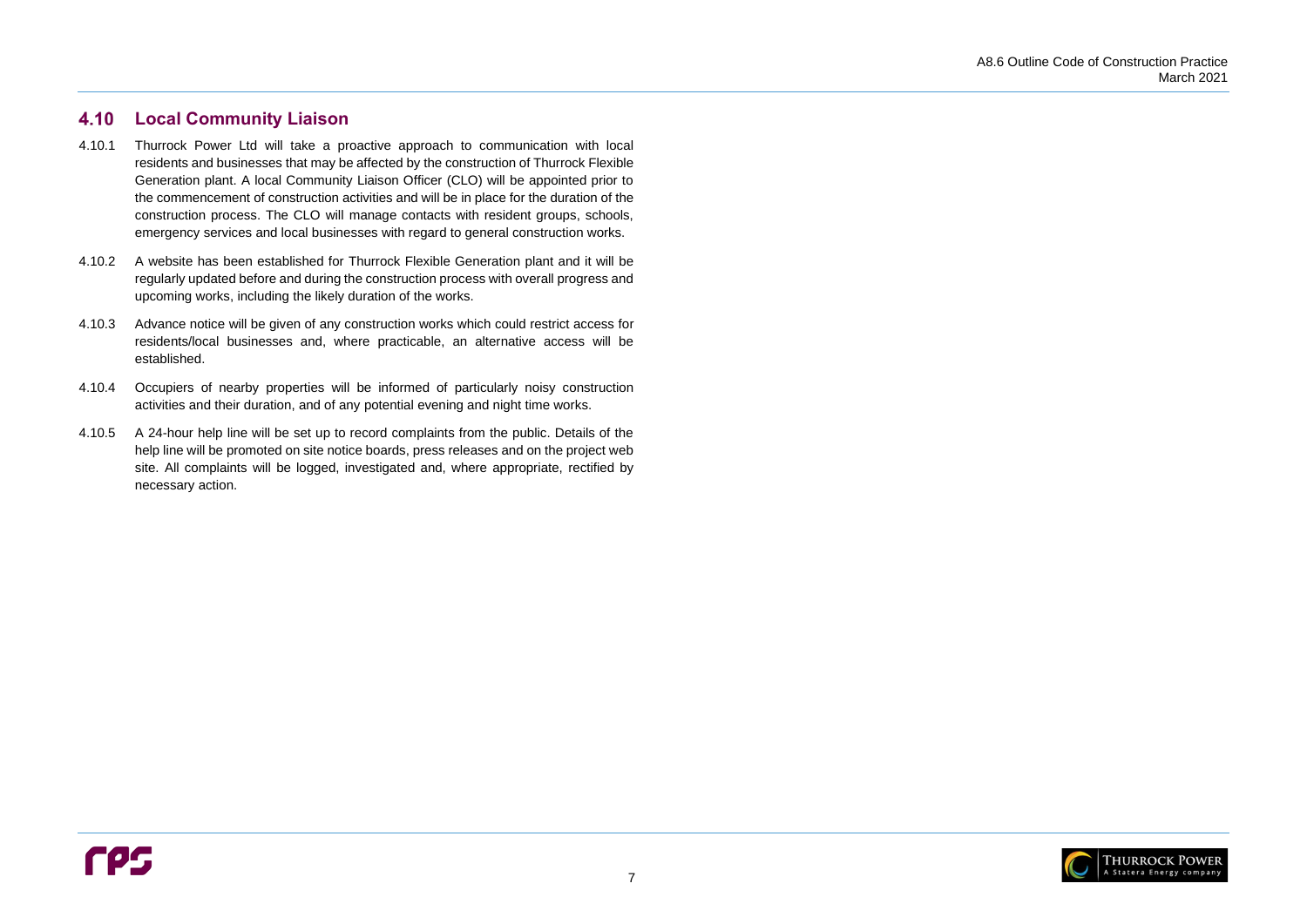## 4.10 Local Community Liaison

4.10.1 Thurrock Power Ltd will take a proactive approach to communication with local residents and businesses that may be affected by the construction of Thurrock Flexible Generation plant. A local Community Liaison Officer (CLO) will be appointed prior to the commencement of construction activities and will be in place for the duration of the construction process. The CLO will manage contacts with resident groups, schools, emergency services and local businesses with regard to general construction works.

4.10.2 A website has been established for Thurrock Flexible Generation plant and it will be regularly updated before and during the construction process with overall progress and upcoming works, including the likely duration of the works.

4.10.3 Advance notice will be given of any construction works which could restrict access for residents/local businesses and, where practicable, an alternative access will be established.

4.10.4 Occupiers of nearby properties will be informed of particularly noisy construction activities and their duration, and of any potential evening and night time works.

4.10.5 A 24-hour help line will be set up to record complaints from the public. Details of the help line will be promoted on site notice boards, press releases and on the project web site. All complaints will be logged, investigated and, where appropriate, rectified by necessary action.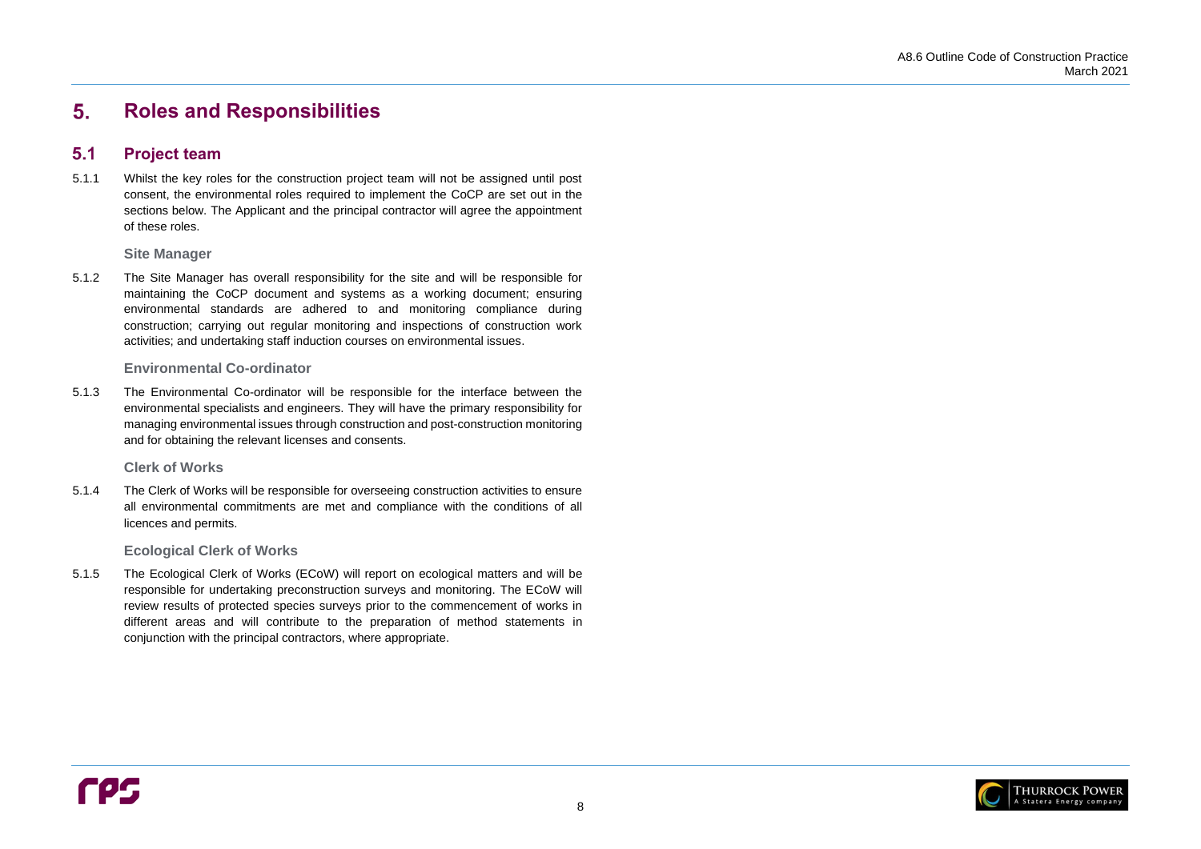# 5. Roles and Responsibilities

## 5.1 Project team

5.1.1 Whilst the key roles for the construction project team will not be assigned until post consent, the environmental roles required to implement the CoCP are set out in the sections below. The Applicant and the principal contractor will agree the appointment of these roles.

### Site Manager

5.1.2 The Site Manager has overall responsibility for the site and will be responsible for maintaining the CoCP document and systems as a working document; ensuring environmental standards are adhered to and monitoring compliance during construction; carrying out regular monitoring and inspections of construction work activities; and undertaking staff induction courses on environmental issues.

### Environmental Co-ordinator

5.1.3 The Environmental Co-ordinator will be responsible for the interface between the environmental specialists and engineers. They will have the primary responsibility for managing environmental issues through construction and post-construction monitoring and for obtaining the relevant licenses and consents.

### Clerk of Works

5.1.4 The Clerk of Works will be responsible for overseeing construction activities to ensure all environmental commitments are met and compliance with the conditions of all licences and permits.

### Ecological Clerk of Works

5.1.5 The Ecological Clerk of Works (ECoW) will report on ecological matters and will be responsible for undertaking preconstruction surveys and monitoring. The ECoW will review results of protected species surveys prior to the commencement of works in different areas and will contribute to the preparation of method statements in conjunction with the principal contractors, where appropriate.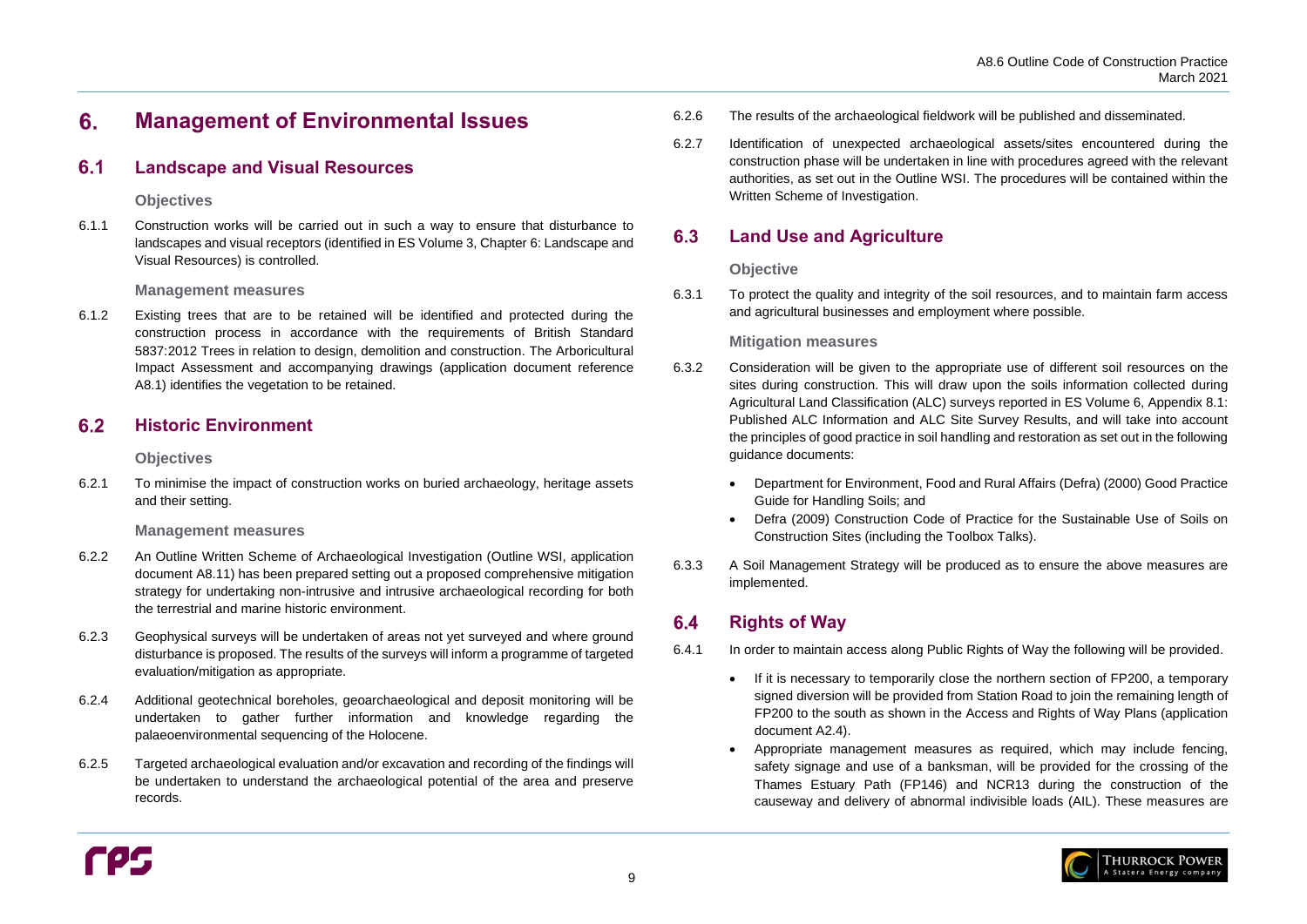# 6. Management of Environmental Issues

## 6.1 Landscape and Visual Resources

### Objectives

6.1.1 Construction works will be carried out in such a way to ensure that disturbance to landscapes and visual receptors (identified in ES Volume 3, Chapter 6: Landscape and Visual Resources) is controlled.

### Management measures

6.1.2 Existing trees that are to be retained will be identified and protected during the construction process in accordance with the requirements of British Standard 5837:2012 Trees in relation to design, demolition and construction. The Arboricultural Impact Assessment and accompanying drawings (application document reference A8.1) identifies the vegetation to be retained.

## 6.2 Historic Environment

### Objectives

6.2.1 To minimise the impact of construction works on buried archaeology, heritage assets and their setting.

### Management measures

6.2.2 An Outline Written Scheme of Archaeological Investigation (Outline WSI, application document A8.11) has been prepared setting out a proposed comprehensive mitigation strategy for undertaking non-intrusive and intrusive archaeological recording for both the terrestrial and marine historic environment.

6.2.3 Geophysical surveys will be undertaken of areas not yet surveyed and where ground disturbance is proposed. The results of the surveys will inform a programme of targeted evaluation/mitigation as appropriate.

6.2.4 Additional geotechnical boreholes, geoarchaeological and deposit monitoring will be undertaken to gather further information and knowledge regarding the palaeoenvironmental sequencing of the Holocene.

6.2.5 Targeted archaeological evaluation and/or excavation and recording of the findings will be undertaken to understand the archaeological potential of the area and preserve records.

6.2.6 The results of the archaeological fieldwork will be published and disseminated.

6.2.7 Identification of unexpected archaeological assets/sites encountered during the construction phase will be undertaken in line with procedures agreed with the relevant authorities, as set out in the Outline WSI. The procedures will be contained within the Written Scheme of Investigation.

## 6.3 Land Use and Agriculture

### Objective

6.3.1 To protect the quality and integrity of the soil resources, and to maintain farm access and agricultural businesses and employment where possible.

### Mitigation measures

6.3.2 Consideration will be given to the appropriate use of different soil resources on the sites during construction. This will draw upon the soils information collected during Agricultural Land Classification (ALC) surveys reported in ES Volume 6, Appendix 8.1: Published ALC Information and ALC Site Survey Results, and will take into account the principles of good practice in soil handling and restoration as set out in the following guidance documents:

- Department for Environment, Food and Rural Affairs (Defra) (2000) Good Practice Guide for Handling Soils; and
- Defra (2009) Construction Code of Practice for the Sustainable Use of Soils on Construction Sites (including the Toolbox Talks).

6.3.3 A Soil Management Strategy will be produced as to ensure the above measures are implemented.

## 6.4 Rights of Way

6.4.1 In order to maintain access along Public Rights of Way the following will be provided.

- If it is necessary to temporarily close the northern section of FP200, a temporary signed diversion will be provided from Station Road to join the remaining length of FP200 to the south as shown in the Access and Rights of Way Plans (application document A2.4).
- Appropriate management measures as required, which may include fencing, safety signage and use of a banksman, will be provided for the crossing of the Thames Estuary Path (FP146) and NCR13 during the construction of the causeway and delivery of abnormal indivisible loads (AIL). These measures are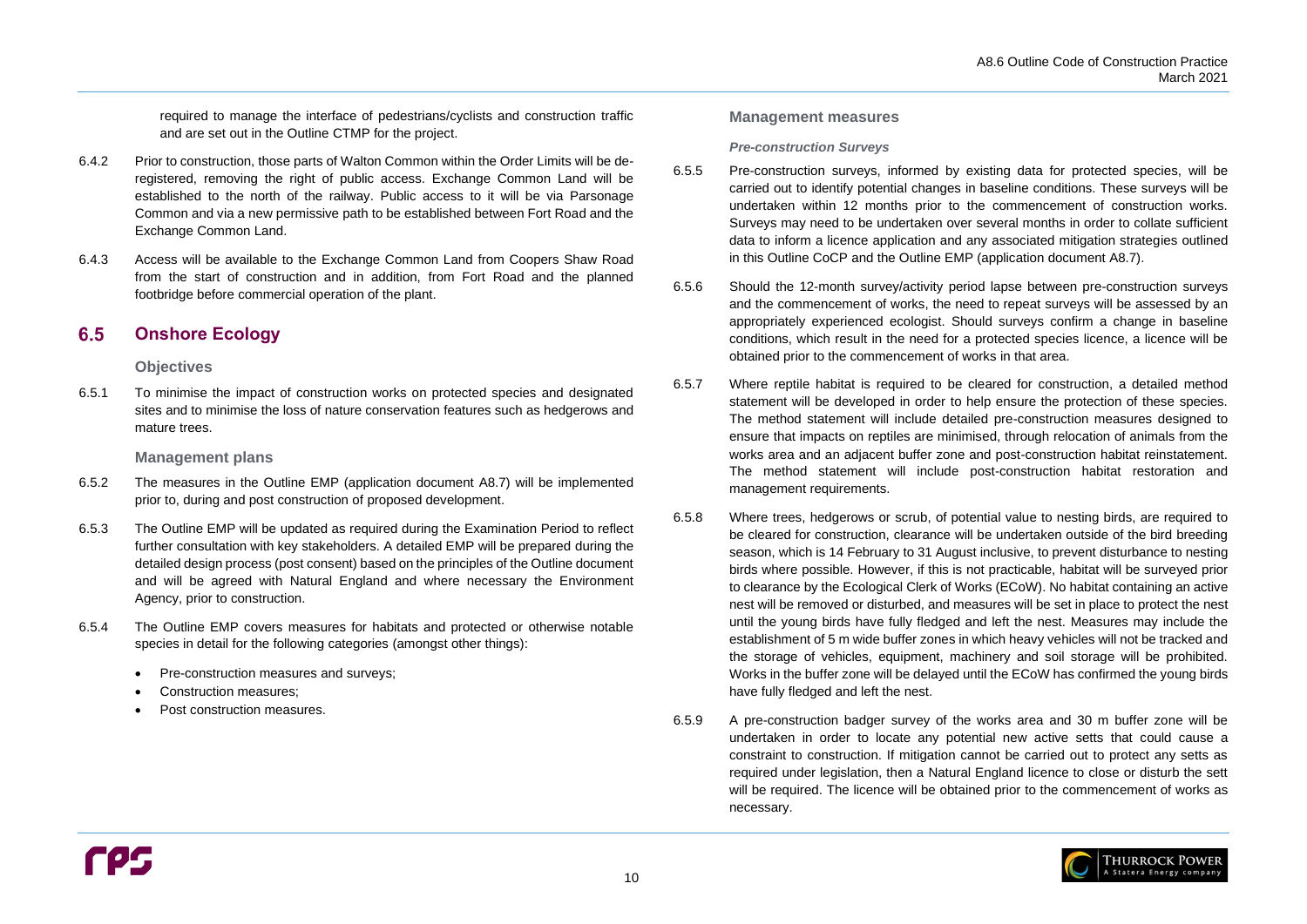required to manage the interface of pedestrians/cyclists and construction traffic and are set out in the Outline CTMP for the project.

6.4.2 Prior to construction, those parts of Walton Common within the Order Limits will be de-registered, removing the right of public access. Exchange Common Land will be established to the north of the railway. Public access to it will be via Parsonage Common and via a new permissive path to be established between Fort Road and the Exchange Common Land.

6.4.3 Access will be available to the Exchange Common Land from Coopers Shaw Road from the start of construction and in addition, from Fort Road and the planned footbridge before commercial operation of the plant.

## 6.5 Onshore Ecology

### Objectives

6.5.1 To minimise the impact of construction works on protected species and designated sites and to minimise the loss of nature conservation features such as hedgerows and mature trees.

### Management plans

6.5.2 The measures in the Outline EMP (application document A8.7) will be implemented prior to, during and post construction of proposed development.

6.5.3 The Outline EMP will be updated as required during the Examination Period to reflect further consultation with key stakeholders. A detailed EMP will be prepared during the detailed design process (post consent) based on the principles of the Outline document and will be agreed with Natural England and where necessary the Environment Agency, prior to construction.

6.5.4 The Outline EMP covers measures for habitats and protected or otherwise notable species in detail for the following categories (amongst other things):

- Pre-construction measures and surveys;
- Construction measures;
- Post construction measures.

### Management measures

#### *Pre-construction Surveys*

6.5.5 Pre-construction surveys, informed by existing data for protected species, will be carried out to identify potential changes in baseline conditions. These surveys will be undertaken within 12 months prior to the commencement of construction works. Surveys may need to be undertaken over several months in order to collate sufficient data to inform a licence application and any associated mitigation strategies outlined in this Outline CoCP and the Outline EMP (application document A8.7).

6.5.6 Should the 12-month survey/activity period lapse between pre-construction surveys and the commencement of works, the need to repeat surveys will be assessed by an appropriately experienced ecologist. Should surveys confirm a change in baseline conditions, which result in the need for a protected species licence, a licence will be obtained prior to the commencement of works in that area.

6.5.7 Where reptile habitat is required to be cleared for construction, a detailed method statement will be developed in order to help ensure the protection of these species. The method statement will include detailed pre-construction measures designed to ensure that impacts on reptiles are minimised, through relocation of animals from the works area and an adjacent buffer zone and post-construction habitat reinstatement. The method statement will include post-construction habitat restoration and management requirements.

6.5.8 Where trees, hedgerows or scrub, of potential value to nesting birds, are required to be cleared for construction, clearance will be undertaken outside of the bird breeding season, which is 14 February to 31 August inclusive, to prevent disturbance to nesting birds where possible. However, if this is not practicable, habitat will be surveyed prior to clearance by the Ecological Clerk of Works (ECoW). No habitat containing an active nest will be removed or disturbed, and measures will be set in place to protect the nest until the young birds have fully fledged and left the nest. Measures may include the establishment of 5 m wide buffer zones in which heavy vehicles will not be tracked and the storage of vehicles, equipment, machinery and soil storage will be prohibited. Works in the buffer zone will be delayed until the ECoW has confirmed the young birds have fully fledged and left the nest.

6.5.9 A pre-construction badger survey of the works area and 30 m buffer zone will be undertaken in order to locate any potential new active setts that could cause a constraint to construction. If mitigation cannot be carried out to protect any setts as required under legislation, then a Natural England licence to close or disturb the sett will be required. The licence will be obtained prior to the commencement of works as necessary.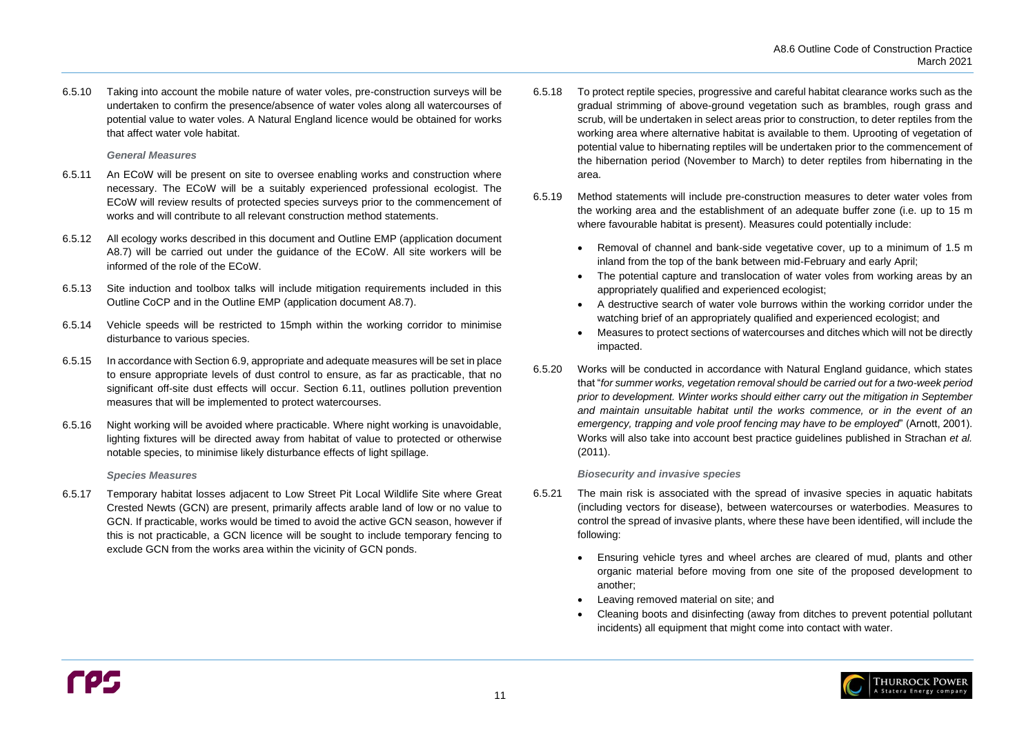6.5.10 Taking into account the mobile nature of water voles, pre-construction surveys will be undertaken to confirm the presence/absence of water voles along all watercourses of potential value to water voles. A Natural England licence would be obtained for works that affect water vole habitat.

*General Measures*

6.5.11 An ECoW will be present on site to oversee enabling works and construction where necessary. The ECoW will be a suitably experienced professional ecologist. The ECoW will review results of protected species surveys prior to the commencement of works and will contribute to all relevant construction method statements.

6.5.12 All ecology works described in this document and Outline EMP (application document A8.7) will be carried out under the guidance of the ECoW. All site workers will be informed of the role of the ECoW.

6.5.13 Site induction and toolbox talks will include mitigation requirements included in this Outline CoCP and in the Outline EMP (application document A8.7).

6.5.14 Vehicle speeds will be restricted to 15mph within the working corridor to minimise disturbance to various species.

6.5.15 In accordance with Section 6.9, appropriate and adequate measures will be set in place to ensure appropriate levels of dust control to ensure, as far as practicable, that no significant off-site dust effects will occur. Section 6.11, outlines pollution prevention measures that will be implemented to protect watercourses.

6.5.16 Night working will be avoided where practicable. Where night working is unavoidable, lighting fixtures will be directed away from habitat of value to protected or otherwise notable species, to minimise likely disturbance effects of light spillage.

*Species Measures*

6.5.17 Temporary habitat losses adjacent to Low Street Pit Local Wildlife Site where Great Crested Newts (GCN) are present, primarily affects arable land of low or no value to GCN. If practicable, works would be timed to avoid the active GCN season, however if this is not practicable, a GCN licence will be sought to include temporary fencing to exclude GCN from the works area within the vicinity of GCN ponds.

6.5.18 To protect reptile species, progressive and careful habitat clearance works such as the gradual strimming of above-ground vegetation such as brambles, rough grass and scrub, will be undertaken in select areas prior to construction, to deter reptiles from the working area where alternative habitat is available to them. Uprooting of vegetation of potential value to hibernating reptiles will be undertaken prior to the commencement of the hibernation period (November to March) to deter reptiles from hibernating in the area.

6.5.19 Method statements will include pre-construction measures to deter water voles from the working area and the establishment of an adequate buffer zone (i.e. up to 15 m where favourable habitat is present). Measures could potentially include:

- Removal of channel and bank-side vegetative cover, up to a minimum of 1.5 m inland from the top of the bank between mid-February and early April;
- The potential capture and translocation of water voles from working areas by an appropriately qualified and experienced ecologist;
- A destructive search of water vole burrows within the working corridor under the watching brief of an appropriately qualified and experienced ecologist; and
- Measures to protect sections of watercourses and ditches which will not be directly impacted.

6.5.20 Works will be conducted in accordance with Natural England guidance, which states that "*for summer works, vegetation removal should be carried out for a two-week period prior to development. Winter works should either carry out the mitigation in September and maintain unsuitable habitat until the works commence, or in the event of an emergency, trapping and vole proof fencing may have to be employed*" (Arnott, 2001). Works will also take into account best practice guidelines published in Strachan *et al.* (2011).

*Biosecurity and invasive species*

6.5.21 The main risk is associated with the spread of invasive species in aquatic habitats (including vectors for disease), between watercourses or waterbodies. Measures to control the spread of invasive plants, where these have been identified, will include the following:

- Ensuring vehicle tyres and wheel arches are cleared of mud, plants and other organic material before moving from one site of the proposed development to another;
- Leaving removed material on site; and
- Cleaning boots and disinfecting (away from ditches to prevent potential pollutant incidents) all equipment that might come into contact with water.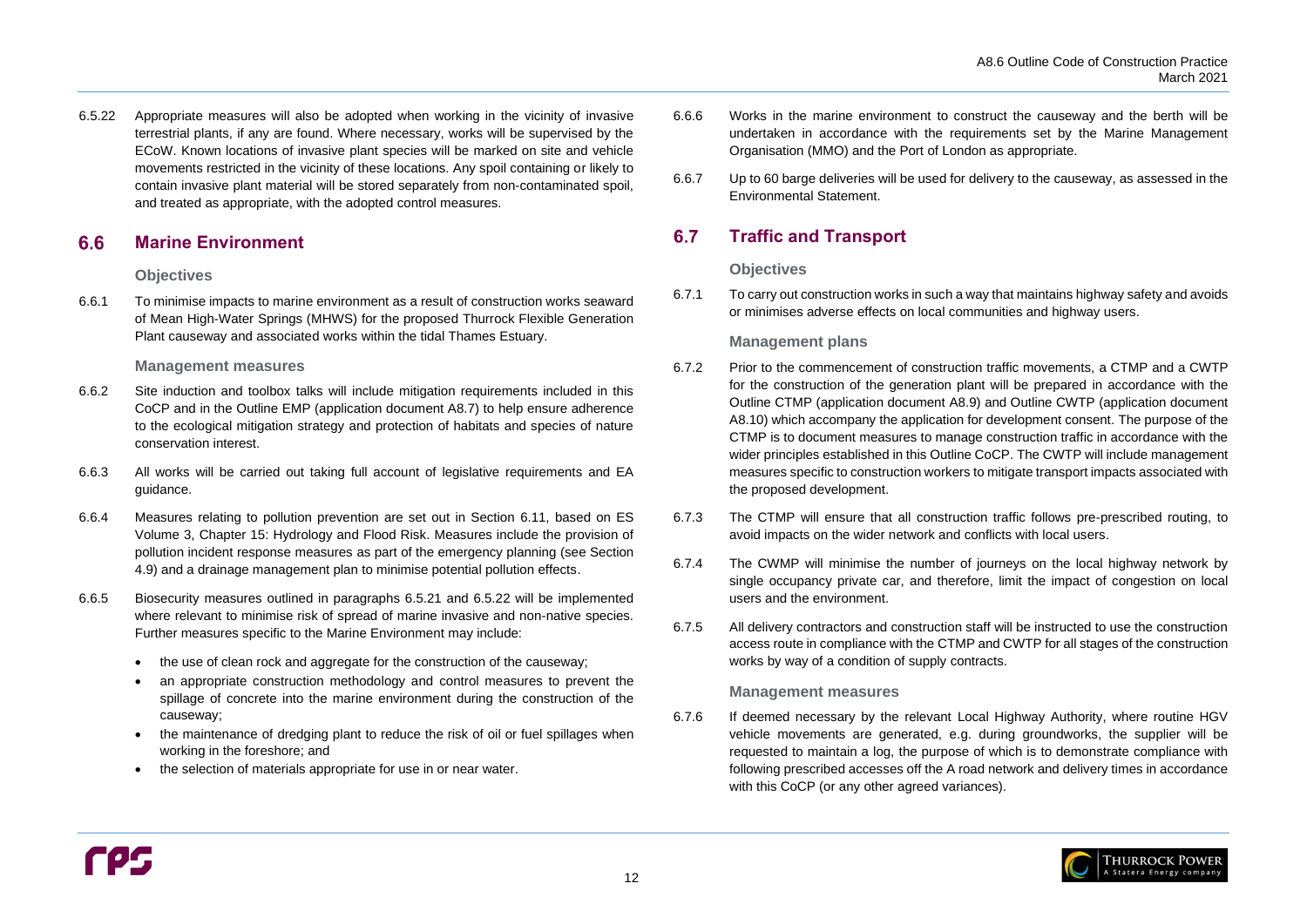6.5.22 Appropriate measures will also be adopted when working in the vicinity of invasive terrestrial plants, if any are found. Where necessary, works will be supervised by the ECoW. Known locations of invasive plant species will be marked on site and vehicle movements restricted in the vicinity of these locations. Any spoil containing or likely to contain invasive plant material will be stored separately from non-contaminated spoil, and treated as appropriate, with the adopted control measures.

## 6.6 Marine Environment

### Objectives

6.6.1 To minimise impacts to marine environment as a result of construction works seaward of Mean High-Water Springs (MHWS) for the proposed Thurrock Flexible Generation Plant causeway and associated works within the tidal Thames Estuary.

### Management measures

6.6.2 Site induction and toolbox talks will include mitigation requirements included in this CoCP and in the Outline EMP (application document A8.7) to help ensure adherence to the ecological mitigation strategy and protection of habitats and species of nature conservation interest.

6.6.3 All works will be carried out taking full account of legislative requirements and EA guidance.

6.6.4 Measures relating to pollution prevention are set out in Section 6.11, based on ES Volume 3, Chapter 15: Hydrology and Flood Risk. Measures include the provision of pollution incident response measures as part of the emergency planning (see Section 4.9) and a drainage management plan to minimise potential pollution effects.

6.6.5 Biosecurity measures outlined in paragraphs 6.5.21 and 6.5.22 will be implemented where relevant to minimise risk of spread of marine invasive and non-native species. Further measures specific to the Marine Environment may include:

- the use of clean rock and aggregate for the construction of the causeway;
- an appropriate construction methodology and control measures to prevent the spillage of concrete into the marine environment during the construction of the causeway;
- the maintenance of dredging plant to reduce the risk of oil or fuel spillages when working in the foreshore; and
- the selection of materials appropriate for use in or near water.

6.6.6 Works in the marine environment to construct the causeway and the berth will be undertaken in accordance with the requirements set by the Marine Management Organisation (MMO) and the Port of London as appropriate.

6.6.7 Up to 60 barge deliveries will be used for delivery to the causeway, as assessed in the Environmental Statement.

## 6.7 Traffic and Transport

### Objectives

6.7.1 To carry out construction works in such a way that maintains highway safety and avoids or minimises adverse effects on local communities and highway users.

### Management plans

6.7.2 Prior to the commencement of construction traffic movements, a CTMP and a CWTP for the construction of the generation plant will be prepared in accordance with the Outline CTMP (application document A8.9) and Outline CWTP (application document A8.10) which accompany the application for development consent. The purpose of the CTMP is to document measures to manage construction traffic in accordance with the wider principles established in this Outline CoCP. The CWTP will include management measures specific to construction workers to mitigate transport impacts associated with the proposed development.

6.7.3 The CTMP will ensure that all construction traffic follows pre-prescribed routing, to avoid impacts on the wider network and conflicts with local users.

6.7.4 The CWMP will minimise the number of journeys on the local highway network by single occupancy private car, and therefore, limit the impact of congestion on local users and the environment.

6.7.5 All delivery contractors and construction staff will be instructed to use the construction access route in compliance with the CTMP and CWTP for all stages of the construction works by way of a condition of supply contracts.

### Management measures

6.7.6 If deemed necessary by the relevant Local Highway Authority, where routine HGV vehicle movements are generated, e.g. during groundworks, the supplier will be requested to maintain a log, the purpose of which is to demonstrate compliance with following prescribed accesses off the A road network and delivery times in accordance with this CoCP (or any other agreed variances).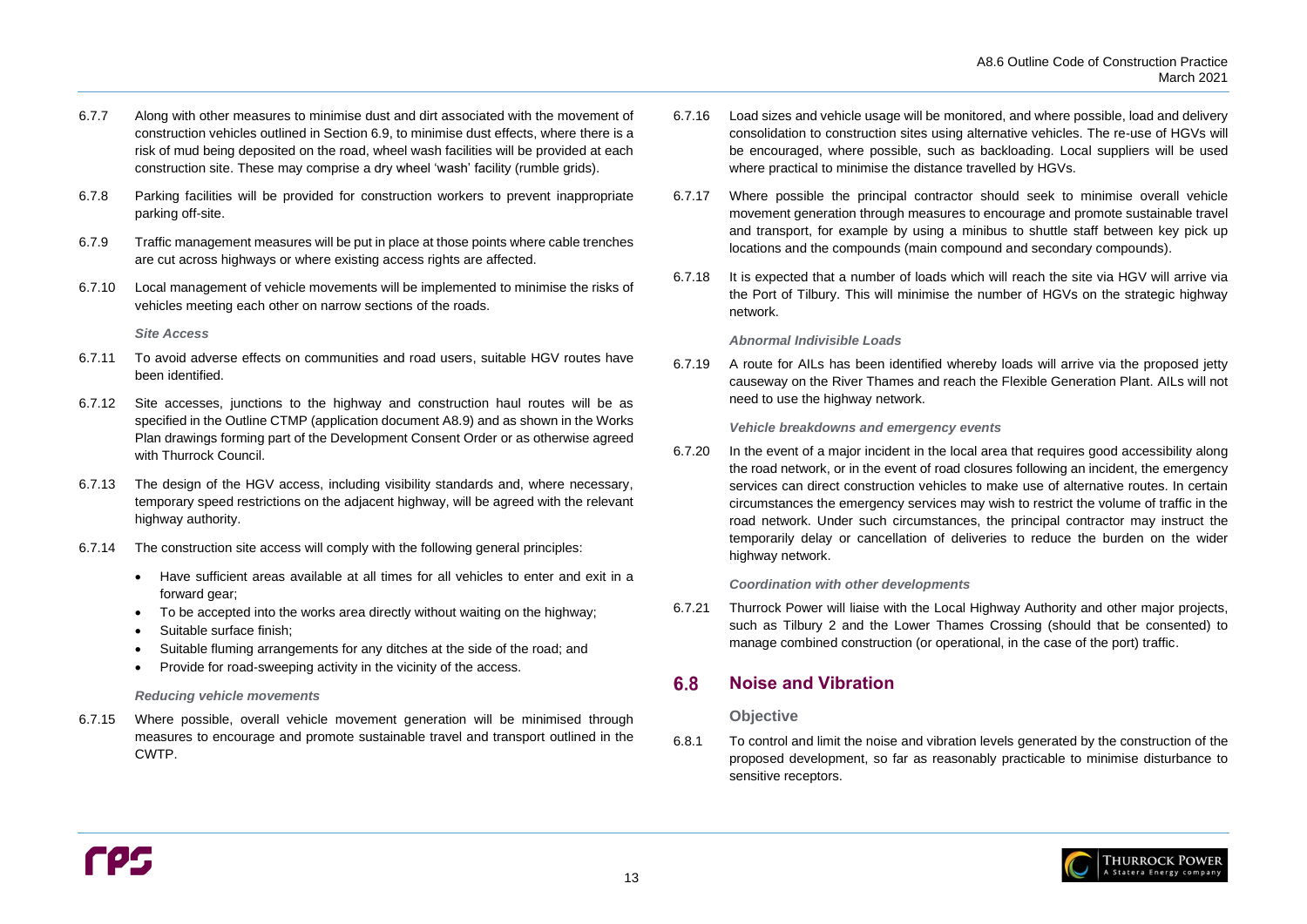6.7.7 Along with other measures to minimise dust and dirt associated with the movement of construction vehicles outlined in Section 6.9, to minimise dust effects, where there is a risk of mud being deposited on the road, wheel wash facilities will be provided at each construction site. These may comprise a dry wheel 'wash' facility (rumble grids).

6.7.8 Parking facilities will be provided for construction workers to prevent inappropriate parking off-site.

6.7.9 Traffic management measures will be put in place at those points where cable trenches are cut across highways or where existing access rights are affected.

6.7.10 Local management of vehicle movements will be implemented to minimise the risks of vehicles meeting each other on narrow sections of the roads.

*Site Access*

6.7.11 To avoid adverse effects on communities and road users, suitable HGV routes have been identified.

6.7.12 Site accesses, junctions to the highway and construction haul routes will be as specified in the Outline CTMP (application document A8.9) and as shown in the Works Plan drawings forming part of the Development Consent Order or as otherwise agreed with Thurrock Council.

6.7.13 The design of the HGV access, including visibility standards and, where necessary, temporary speed restrictions on the adjacent highway, will be agreed with the relevant highway authority.

6.7.14 The construction site access will comply with the following general principles:

- Have sufficient areas available at all times for all vehicles to enter and exit in a forward gear;
- To be accepted into the works area directly without waiting on the highway;
- Suitable surface finish;
- Suitable fluming arrangements for any ditches at the side of the road; and
- Provide for road-sweeping activity in the vicinity of the access.

*Reducing vehicle movements*

6.7.15 Where possible, overall vehicle movement generation will be minimised through measures to encourage and promote sustainable travel and transport outlined in the CWTP.

6.7.16 Load sizes and vehicle usage will be monitored, and where possible, load and delivery consolidation to construction sites using alternative vehicles. The re-use of HGVs will be encouraged, where possible, such as backloading. Local suppliers will be used where practical to minimise the distance travelled by HGVs.

6.7.17 Where possible the principal contractor should seek to minimise overall vehicle movement generation through measures to encourage and promote sustainable travel and transport, for example by using a minibus to shuttle staff between key pick up locations and the compounds (main compound and secondary compounds).

6.7.18 It is expected that a number of loads which will reach the site via HGV will arrive via the Port of Tilbury. This will minimise the number of HGVs on the strategic highway network.

*Abnormal Indivisible Loads*

6.7.19 A route for AILs has been identified whereby loads will arrive via the proposed jetty causeway on the River Thames and reach the Flexible Generation Plant. AILs will not need to use the highway network.

*Vehicle breakdowns and emergency events*

6.7.20 In the event of a major incident in the local area that requires good accessibility along the road network, or in the event of road closures following an incident, the emergency services can direct construction vehicles to make use of alternative routes. In certain circumstances the emergency services may wish to restrict the volume of traffic in the road network. Under such circumstances, the principal contractor may instruct the temporarily delay or cancellation of deliveries to reduce the burden on the wider highway network.

*Coordination with other developments*

6.7.21 Thurrock Power will liaise with the Local Highway Authority and other major projects, such as Tilbury 2 and the Lower Thames Crossing (should that be consented) to manage combined construction (or operational, in the case of the port) traffic.

## 6.8 Noise and Vibration

### Objective

6.8.1 To control and limit the noise and vibration levels generated by the construction of the proposed development, so far as reasonably practicable to minimise disturbance to sensitive receptors.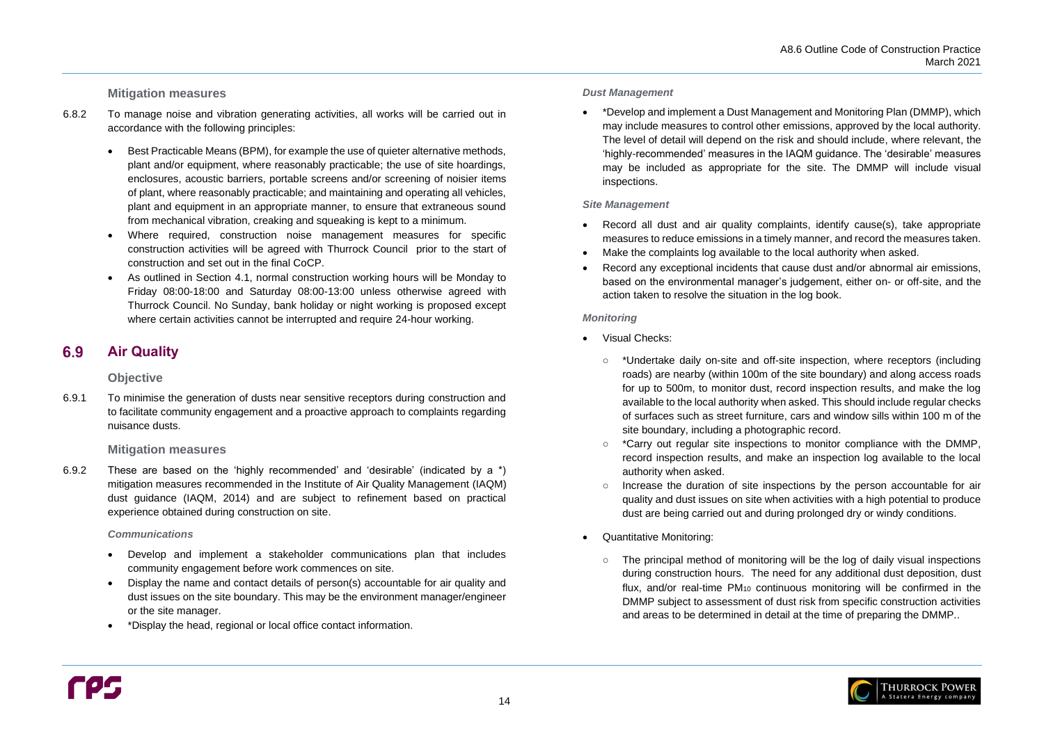### Mitigation measures

6.8.2 To manage noise and vibration generating activities, all works will be carried out in accordance with the following principles:

- Best Practicable Means (BPM), for example the use of quieter alternative methods, plant and/or equipment, where reasonably practicable; the use of site hoardings, enclosures, acoustic barriers, portable screens and/or screening of noisier items of plant, where reasonably practicable; and maintaining and operating all vehicles, plant and equipment in an appropriate manner, to ensure that extraneous sound from mechanical vibration, creaking and squeaking is kept to a minimum.
- Where required, construction noise management measures for specific construction activities will be agreed with Thurrock Council prior to the start of construction and set out in the final CoCP.
- As outlined in Section 4.1, normal construction working hours will be Monday to Friday 08:00-18:00 and Saturday 08:00-13:00 unless otherwise agreed with Thurrock Council. No Sunday, bank holiday or night working is proposed except where certain activities cannot be interrupted and require 24-hour working.

## 6.9 Air Quality

### Objective

6.9.1 To minimise the generation of dusts near sensitive receptors during construction and to facilitate community engagement and a proactive approach to complaints regarding nuisance dusts.

### Mitigation measures

6.9.2 These are based on the 'highly recommended' and 'desirable' (indicated by a *) mitigation measures recommended in the Institute of Air Quality Management (IAQM) dust guidance (IAQM, 2014) and are subject to refinement based on practical experience obtained during construction on site.

*Communications*

- Develop and implement a stakeholder communications plan that includes community engagement before work commences on site.
- Display the name and contact details of person(s) accountable for air quality and dust issues on the site boundary. This may be the environment manager/engineer or the site manager.
- *Display the head, regional or local office contact information.

*Dust Management*

- *Develop and implement a Dust Management and Monitoring Plan (DMMP), which may include measures to control other emissions, approved by the local authority. The level of detail will depend on the risk and should include, where relevant, the 'highly-recommended' measures in the IAQM guidance. The 'desirable' measures may be included as appropriate for the site. The DMMP will include visual inspections.

*Site Management*

- Record all dust and air quality complaints, identify cause(s), take appropriate measures to reduce emissions in a timely manner, and record the measures taken.
- Make the complaints log available to the local authority when asked.
- Record any exceptional incidents that cause dust and/or abnormal air emissions, based on the environmental manager's judgement, either on- or off-site, and the action taken to resolve the situation in the log book.

*Monitoring*

- Visual Checks:
  - *Undertake daily on-site and off-site inspection, where receptors (including roads) are nearby (within 100m of the site boundary) and along access roads for up to 500m, to monitor dust, record inspection results, and make the log available to the local authority when asked. This should include regular checks of surfaces such as street furniture, cars and window sills within 100 m of the site boundary, including a photographic record.
  - *Carry out regular site inspections to monitor compliance with the DMMP, record inspection results, and make an inspection log available to the local authority when asked.
  - Increase the duration of site inspections by the person accountable for air quality and dust issues on site when activities with a high potential to produce dust are being carried out and during prolonged dry or windy conditions.
- Quantitative Monitoring:
  - The principal method of monitoring will be the log of daily visual inspections during construction hours. The need for any additional dust deposition, dust flux, and/or real-time $PM_{10}$ continuous monitoring will be confirmed in the DMMP subject to assessment of dust risk from specific construction activities and areas to be determined in detail at the time of preparing the DMMP..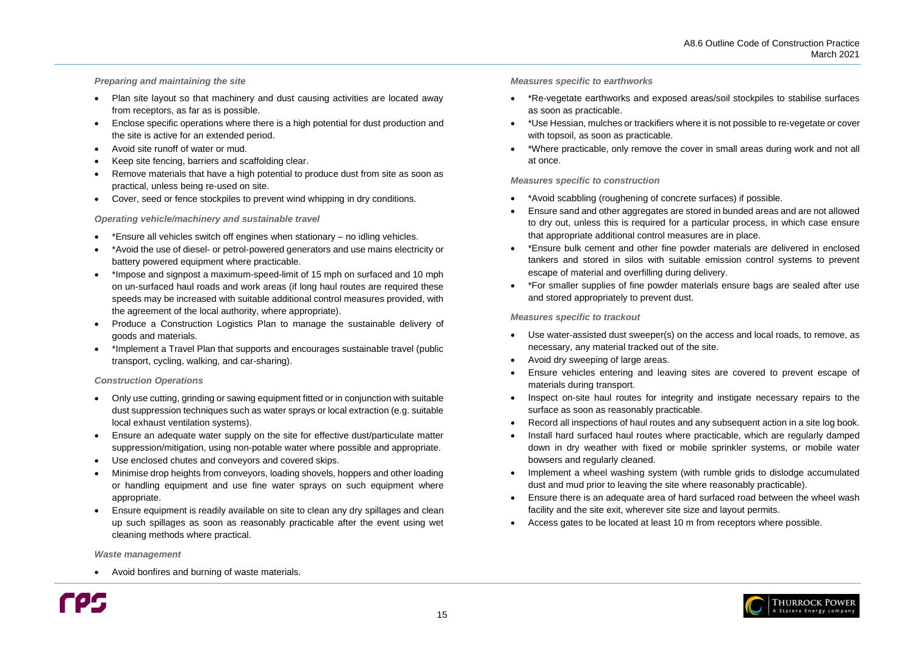*Preparing and maintaining the site*

- Plan site layout so that machinery and dust causing activities are located away from receptors, as far as is possible.
- Enclose specific operations where there is a high potential for dust production and the site is active for an extended period.
- Avoid site runoff of water or mud.
- Keep site fencing, barriers and scaffolding clear.
- Remove materials that have a high potential to produce dust from site as soon as practical, unless being re-used on site.
- Cover, seed or fence stockpiles to prevent wind whipping in dry conditions.

*Operating vehicle/machinery and sustainable travel*

- *Ensure all vehicles switch off engines when stationary – no idling vehicles.
- *Avoid the use of diesel- or petrol-powered generators and use mains electricity or battery powered equipment where practicable.
- *Impose and signpost a maximum-speed-limit of 15 mph on surfaced and 10 mph on un-surfaced haul roads and work areas (if long haul routes are required these speeds may be increased with suitable additional control measures provided, with the agreement of the local authority, where appropriate).
- Produce a Construction Logistics Plan to manage the sustainable delivery of goods and materials.
- *Implement a Travel Plan that supports and encourages sustainable travel (public transport, cycling, walking, and car-sharing).

*Construction Operations*

- Only use cutting, grinding or sawing equipment fitted or in conjunction with suitable dust suppression techniques such as water sprays or local extraction (e.g. suitable local exhaust ventilation systems).
- Ensure an adequate water supply on the site for effective dust/particulate matter suppression/mitigation, using non-potable water where possible and appropriate.
- Use enclosed chutes and conveyors and covered skips.
- Minimise drop heights from conveyors, loading shovels, hoppers and other loading or handling equipment and use fine water sprays on such equipment where appropriate.
- Ensure equipment is readily available on site to clean any dry spillages and clean up such spillages as soon as reasonably practicable after the event using wet cleaning methods where practical.

*Waste management*

- Avoid bonfires and burning of waste materials.

*Measures specific to earthworks*

- *Re-vegetate earthworks and exposed areas/soil stockpiles to stabilise surfaces as soon as practicable.
- *Use Hessian, mulches or trackifiers where it is not possible to re-vegetate or cover with topsoil, as soon as practicable.
- *Where practicable, only remove the cover in small areas during work and not all at once.

*Measures specific to construction*

- *Avoid scabbling (roughening of concrete surfaces) if possible.
- Ensure sand and other aggregates are stored in bunded areas and are not allowed to dry out, unless this is required for a particular process, in which case ensure that appropriate additional control measures are in place.
- *Ensure bulk cement and other fine powder materials are delivered in enclosed tankers and stored in silos with suitable emission control systems to prevent escape of material and overfilling during delivery.
- *For smaller supplies of fine powder materials ensure bags are sealed after use and stored appropriately to prevent dust.

*Measures specific to trackout*

- Use water-assisted dust sweeper(s) on the access and local roads, to remove, as necessary, any material tracked out of the site.
- Avoid dry sweeping of large areas.
- Ensure vehicles entering and leaving sites are covered to prevent escape of materials during transport.
- Inspect on-site haul routes for integrity and instigate necessary repairs to the surface as soon as reasonably practicable.
- Record all inspections of haul routes and any subsequent action in a site log book.
- Install hard surfaced haul routes where practicable, which are regularly damped down in dry weather with fixed or mobile sprinkler systems, or mobile water bowsers and regularly cleaned.
- Implement a wheel washing system (with rumble grids to dislodge accumulated dust and mud prior to leaving the site where reasonably practicable).
- Ensure there is an adequate area of hard surfaced road between the wheel wash facility and the site exit, wherever site size and layout permits.
- Access gates to be located at least 10 m from receptors where possible.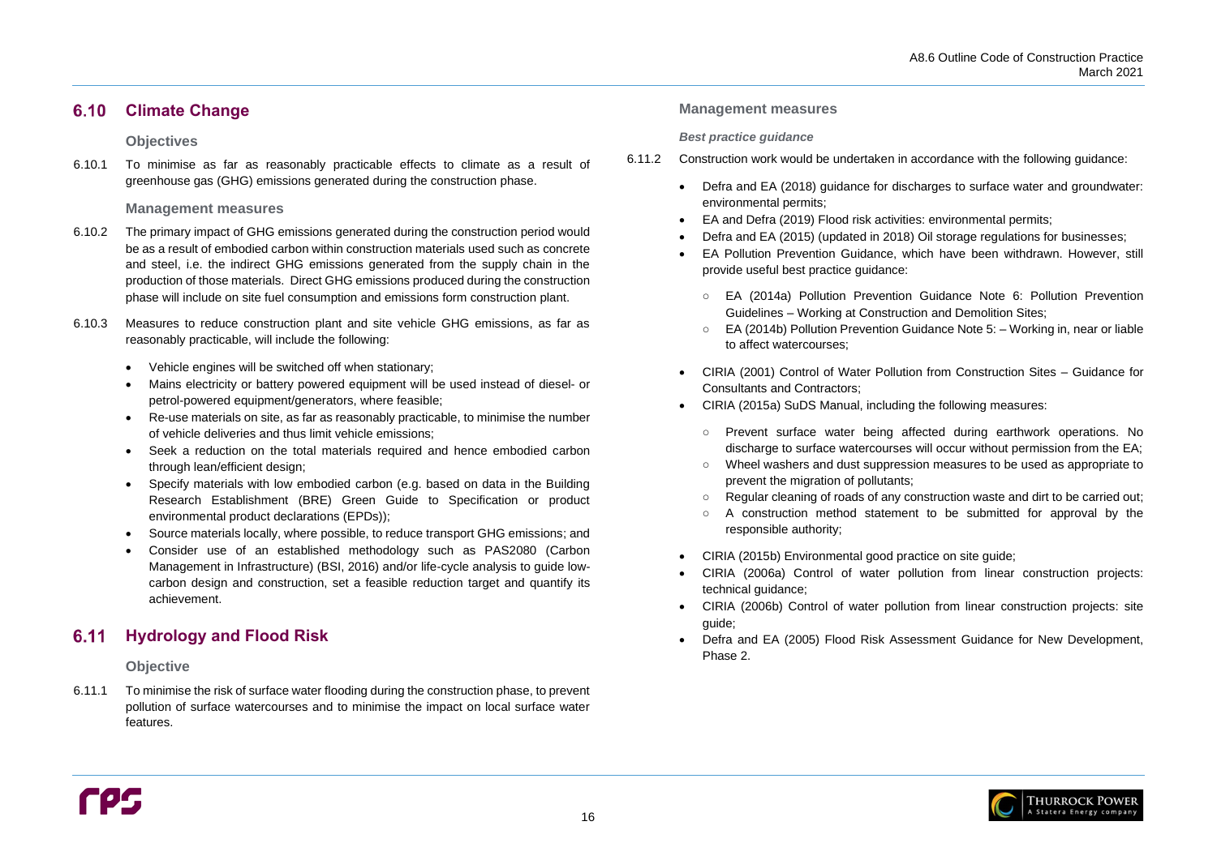## 6.10 Climate Change

### Objectives

6.10.1 To minimise as far as reasonably practicable effects to climate as a result of greenhouse gas (GHG) emissions generated during the construction phase.

### Management measures

6.10.2 The primary impact of GHG emissions generated during the construction period would be as a result of embodied carbon within construction materials used such as concrete and steel, i.e. the indirect GHG emissions generated from the supply chain in the production of those materials. Direct GHG emissions produced during the construction phase will include on site fuel consumption and emissions form construction plant.

6.10.3 Measures to reduce construction plant and site vehicle GHG emissions, as far as reasonably practicable, will include the following:

- Vehicle engines will be switched off when stationary;
- Mains electricity or battery powered equipment will be used instead of diesel- or petrol-powered equipment/generators, where feasible;
- Re-use materials on site, as far as reasonably practicable, to minimise the number of vehicle deliveries and thus limit vehicle emissions;
- Seek a reduction on the total materials required and hence embodied carbon through lean/efficient design;
- Specify materials with low embodied carbon (e.g. based on data in the Building Research Establishment (BRE) Green Guide to Specification or product environmental product declarations (EPDs));
- Source materials locally, where possible, to reduce transport GHG emissions; and
- Consider use of an established methodology such as PAS2080 (Carbon Management in Infrastructure) (BSI, 2016) and/or life-cycle analysis to guide low-carbon design and construction, set a feasible reduction target and quantify its achievement.

## 6.11 Hydrology and Flood Risk

### Objective

6.11.1 To minimise the risk of surface water flooding during the construction phase, to prevent pollution of surface watercourses and to minimise the impact on local surface water features.

### Management measures

#### *Best practice guidance*

6.11.2 Construction work would be undertaken in accordance with the following guidance:

- Defra and EA (2018) guidance for discharges to surface water and groundwater: environmental permits;
- EA and Defra (2019) Flood risk activities: environmental permits;
- Defra and EA (2015) (updated in 2018) Oil storage regulations for businesses;
- EA Pollution Prevention Guidance, which have been withdrawn. However, still provide useful best practice guidance:
  - EA (2014a) Pollution Prevention Guidance Note 6: Pollution Prevention Guidelines – Working at Construction and Demolition Sites;
  - EA (2014b) Pollution Prevention Guidance Note 5: – Working in, near or liable to affect watercourses;
- CIRIA (2001) Control of Water Pollution from Construction Sites – Guidance for Consultants and Contractors;
- CIRIA (2015a) SuDS Manual, including the following measures:
  - Prevent surface water being affected during earthwork operations. No discharge to surface watercourses will occur without permission from the EA;
  - Wheel washers and dust suppression measures to be used as appropriate to prevent the migration of pollutants;
  - Regular cleaning of roads of any construction waste and dirt to be carried out;
  - A construction method statement to be submitted for approval by the responsible authority;
- CIRIA (2015b) Environmental good practice on site guide;
- CIRIA (2006a) Control of water pollution from linear construction projects: technical guidance;
- CIRIA (2006b) Control of water pollution from linear construction projects: site guide;
- Defra and EA (2005) Flood Risk Assessment Guidance for New Development, Phase 2.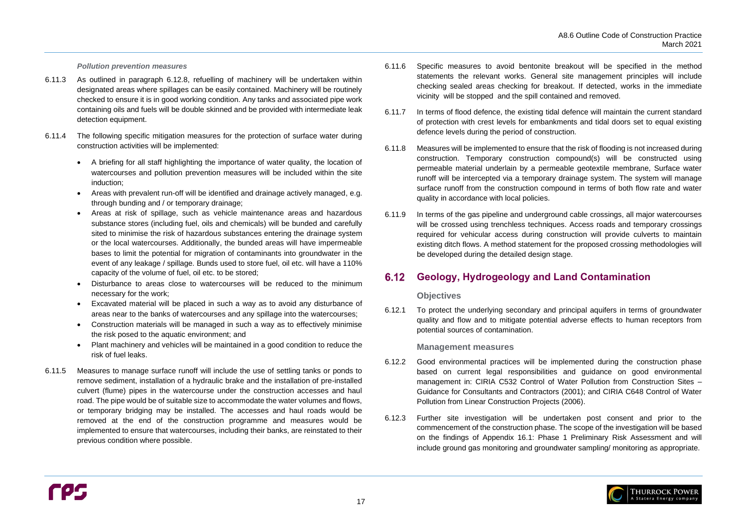#### *Pollution prevention measures*

6.11.3 As outlined in paragraph 6.12.8, refuelling of machinery will be undertaken within designated areas where spillages can be easily contained. Machinery will be routinely checked to ensure it is in good working condition. Any tanks and associated pipe work containing oils and fuels will be double skinned and be provided with intermediate leak detection equipment.

6.11.4 The following specific mitigation measures for the protection of surface water during construction activities will be implemented:

- A briefing for all staff highlighting the importance of water quality, the location of watercourses and pollution prevention measures will be included within the site induction;
- Areas with prevalent run-off will be identified and drainage actively managed, e.g. through bunding and / or temporary drainage;
- Areas at risk of spillage, such as vehicle maintenance areas and hazardous substance stores (including fuel, oils and chemicals) will be bunded and carefully sited to minimise the risk of hazardous substances entering the drainage system or the local watercourses. Additionally, the bunded areas will have impermeable bases to limit the potential for migration of contaminants into groundwater in the event of any leakage / spillage. Bunds used to store fuel, oil etc. will have a 110% capacity of the volume of fuel, oil etc. to be stored;
- Disturbance to areas close to watercourses will be reduced to the minimum necessary for the work;
- Excavated material will be placed in such a way as to avoid any disturbance of areas near to the banks of watercourses and any spillage into the watercourses;
- Construction materials will be managed in such a way as to effectively minimise the risk posed to the aquatic environment; and
- Plant machinery and vehicles will be maintained in a good condition to reduce the risk of fuel leaks.

6.11.5 Measures to manage surface runoff will include the use of settling tanks or ponds to remove sediment, installation of a hydraulic brake and the installation of pre-installed culvert (flume) pipes in the watercourse under the construction accesses and haul road. The pipe would be of suitable size to accommodate the water volumes and flows, or temporary bridging may be installed. The accesses and haul roads would be removed at the end of the construction programme and measures would be implemented to ensure that watercourses, including their banks, are reinstated to their previous condition where possible.

6.11.6 Specific measures to avoid bentonite breakout will be specified in the method statements the relevant works. General site management principles will include checking sealed areas checking for breakout. If detected, works in the immediate vicinity will be stopped and the spill contained and removed.

6.11.7 In terms of flood defence, the existing tidal defence will maintain the current standard of protection with crest levels for embankments and tidal doors set to equal existing defence levels during the period of construction.

6.11.8 Measures will be implemented to ensure that the risk of flooding is not increased during construction. Temporary construction compound(s) will be constructed using permeable material underlain by a permeable geotextile membrane, Surface water runoff will be intercepted via a temporary drainage system. The system will manage surface runoff from the construction compound in terms of both flow rate and water quality in accordance with local policies.

6.11.9 In terms of the gas pipeline and underground cable crossings, all major watercourses will be crossed using trenchless techniques. Access roads and temporary crossings required for vehicular access during construction will provide culverts to maintain existing ditch flows. A method statement for the proposed crossing methodologies will be developed during the detailed design stage.

## 6.12 Geology, Hydrogeology and Land Contamination

### Objectives

6.12.1 To protect the underlying secondary and principal aquifers in terms of groundwater quality and flow and to mitigate potential adverse effects to human receptors from potential sources of contamination.

### Management measures

6.12.2 Good environmental practices will be implemented during the construction phase based on current legal responsibilities and guidance on good environmental management in: CIRIA C532 Control of Water Pollution from Construction Sites – Guidance for Consultants and Contractors (2001); and CIRIA C648 Control of Water Pollution from Linear Construction Projects (2006).

6.12.3 Further site investigation will be undertaken post consent and prior to the commencement of the construction phase. The scope of the investigation will be based on the findings of Appendix 16.1: Phase 1 Preliminary Risk Assessment and will include ground gas monitoring and groundwater sampling/ monitoring as appropriate.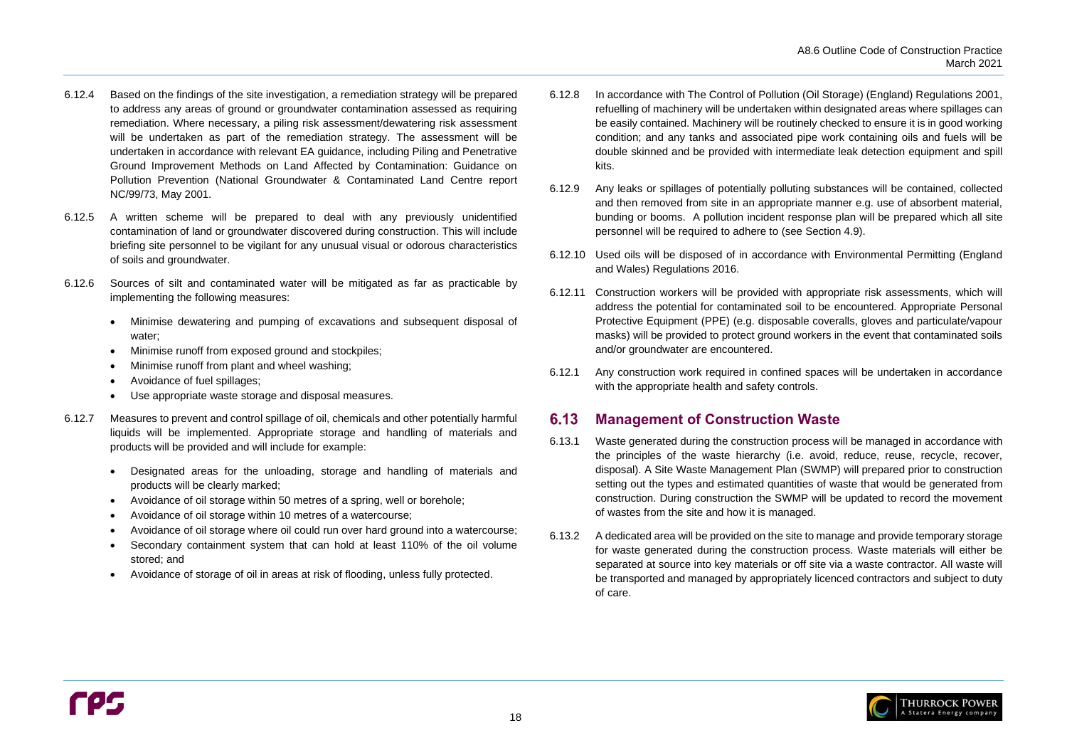6.12.4 Based on the findings of the site investigation, a remediation strategy will be prepared to address any areas of ground or groundwater contamination assessed as requiring remediation. Where necessary, a piling risk assessment/dewatering risk assessment will be undertaken as part of the remediation strategy. The assessment will be undertaken in accordance with relevant EA guidance, including Piling and Penetrative Ground Improvement Methods on Land Affected by Contamination: Guidance on Pollution Prevention (National Groundwater & Contaminated Land Centre report NC/99/73, May 2001.

6.12.5 A written scheme will be prepared to deal with any previously unidentified contamination of land or groundwater discovered during construction. This will include briefing site personnel to be vigilant for any unusual visual or odorous characteristics of soils and groundwater.

6.12.6 Sources of silt and contaminated water will be mitigated as far as practicable by implementing the following measures:

- Minimise dewatering and pumping of excavations and subsequent disposal of water;
- Minimise runoff from exposed ground and stockpiles;
- Minimise runoff from plant and wheel washing;
- Avoidance of fuel spillages;
- Use appropriate waste storage and disposal measures.

6.12.7 Measures to prevent and control spillage of oil, chemicals and other potentially harmful liquids will be implemented. Appropriate storage and handling of materials and products will be provided and will include for example:

- Designated areas for the unloading, storage and handling of materials and products will be clearly marked;
- Avoidance of oil storage within 50 metres of a spring, well or borehole;
- Avoidance of oil storage within 10 metres of a watercourse;
- Avoidance of oil storage where oil could run over hard ground into a watercourse;
- Secondary containment system that can hold at least 110% of the oil volume stored; and
- Avoidance of storage of oil in areas at risk of flooding, unless fully protected.

6.12.8 In accordance with The Control of Pollution (Oil Storage) (England) Regulations 2001, refuelling of machinery will be undertaken within designated areas where spillages can be easily contained. Machinery will be routinely checked to ensure it is in good working condition; and any tanks and associated pipe work containing oils and fuels will be double skinned and be provided with intermediate leak detection equipment and spill kits.

6.12.9 Any leaks or spillages of potentially polluting substances will be contained, collected and then removed from site in an appropriate manner e.g. use of absorbent material, bunding or booms. A pollution incident response plan will be prepared which all site personnel will be required to adhere to (see Section 4.9).

6.12.10 Used oils will be disposed of in accordance with Environmental Permitting (England and Wales) Regulations 2016.

6.12.11 Construction workers will be provided with appropriate risk assessments, which will address the potential for contaminated soil to be encountered. Appropriate Personal Protective Equipment (PPE) (e.g. disposable coveralls, gloves and particulate/vapour masks) will be provided to protect ground workers in the event that contaminated soils and/or groundwater are encountered.

6.12.1 Any construction work required in confined spaces will be undertaken in accordance with the appropriate health and safety controls.

## 6.13 Management of Construction Waste

6.13.1 Waste generated during the construction process will be managed in accordance with the principles of the waste hierarchy (i.e. avoid, reduce, reuse, recycle, recover, disposal). A Site Waste Management Plan (SWMP) will prepared prior to construction setting out the types and estimated quantities of waste that would be generated from construction. During construction the SWMP will be updated to record the movement of wastes from the site and how it is managed.

6.13.2 A dedicated area will be provided on the site to manage and provide temporary storage for waste generated during the construction process. Waste materials will either be separated at source into key materials or off site via a waste contractor. All waste will be transported and managed by appropriately licenced contractors and subject to duty of care.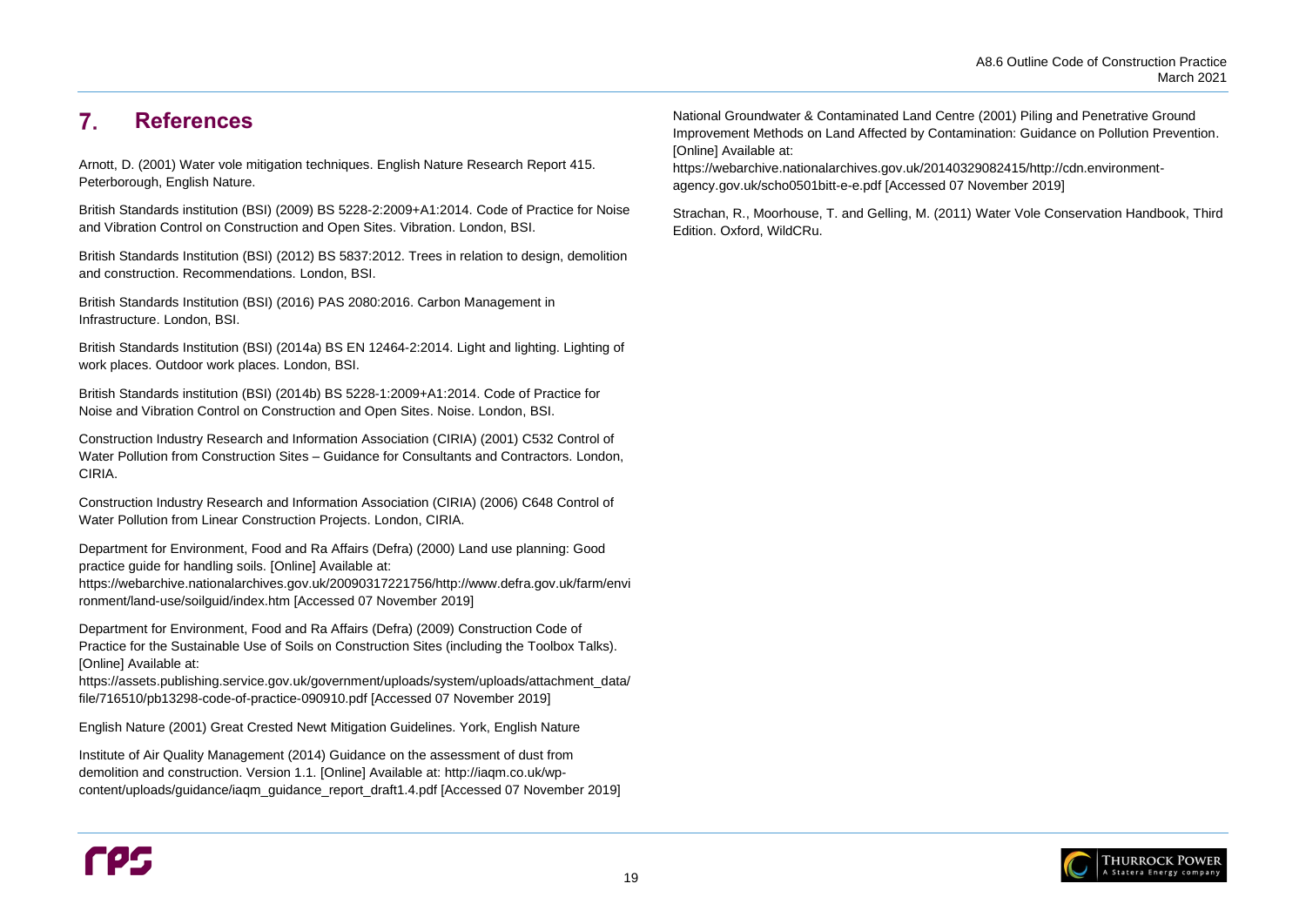## 7. References

Arnott, D. (2001) Water vole mitigation techniques. English Nature Research Report 415. Peterborough, English Nature.

British Standards institution (BSI) (2009) BS 5228-2:2009+A1:2014. Code of Practice for Noise and Vibration Control on Construction and Open Sites. Vibration. London, BSI.

British Standards Institution (BSI) (2012) BS 5837:2012. Trees in relation to design, demolition and construction. Recommendations. London, BSI.

British Standards Institution (BSI) (2016) PAS 2080:2016. Carbon Management in Infrastructure. London, BSI.

British Standards Institution (BSI) (2014a) BS EN 12464-2:2014. Light and lighting. Lighting of work places. Outdoor work places. London, BSI.

British Standards institution (BSI) (2014b) BS 5228-1:2009+A1:2014. Code of Practice for Noise and Vibration Control on Construction and Open Sites. Noise. London, BSI.

Construction Industry Research and Information Association (CIRIA) (2001) C532 Control of Water Pollution from Construction Sites – Guidance for Consultants and Contractors. London, CIRIA.

Construction Industry Research and Information Association (CIRIA) (2006) C648 Control of Water Pollution from Linear Construction Projects. London, CIRIA.

Department for Environment, Food and Ra Affairs (Defra) (2000) Land use planning: Good practice guide for handling soils. [Online] Available at: https://webarchive.nationalarchives.gov.uk/20090317221756/http://www.defra.gov.uk/farm/environment/land-use/soilguid/index.htm [Accessed 07 November 2019]

Department for Environment, Food and Ra Affairs (Defra) (2009) Construction Code of Practice for the Sustainable Use of Soils on Construction Sites (including the Toolbox Talks). [Online] Available at: https://assets.publishing.service.gov.uk/government/uploads/system/uploads/attachment_data/file/716510/pb13298-code-of-practice-090910.pdf [Accessed 07 November 2019]

English Nature (2001) Great Crested Newt Mitigation Guidelines. York, English Nature

Institute of Air Quality Management (2014) Guidance on the assessment of dust from demolition and construction. Version 1.1. [Online] Available at: http://iaqm.co.uk/wp-content/uploads/guidance/iaqm_guidance_report_draft1.4.pdf [Accessed 07 November 2019]

National Groundwater & Contaminated Land Centre (2001) Piling and Penetrative Ground Improvement Methods on Land Affected by Contamination: Guidance on Pollution Prevention. [Online] Available at: https://webarchive.nationalarchives.gov.uk/20140329082415/http://cdn.environment-agency.gov.uk/scho0501bitt-e-e.pdf [Accessed 07 November 2019]

Strachan, R., Moorhouse, T. and Gelling, M. (2011) Water Vole Conservation Handbook, Third Edition. Oxford, WildCRu.